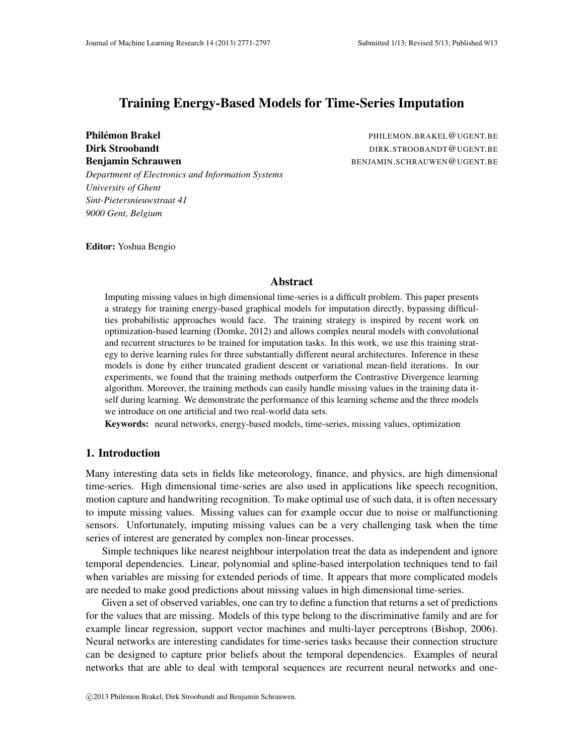# Training Energy-Based Models for Time-Series Imputation

**Philémon Brakel** PHILEMON.BRAKEL@UGENT.BE
**Dirk Stroobandt** DIRK.STROOBANDT@UGENT.BE
**Benjamin Schrauwen** BENJAMIN.SCHRAUWEN@UGENT.BE

*Department of Electronics and Information Systems*
*University of Ghent*
*Sint-Pietersnieuwstraat 41*
*9000 Gent, Belgium*

**Editor:** Yoshua Bengio

## Abstract

Imputing missing values in high dimensional time-series is a difficult problem. This paper presents a strategy for training energy-based graphical models for imputation directly, bypassing difficulties probabilistic approaches would face. The training strategy is inspired by recent work on optimization-based learning (Domke, 2012) and allows complex neural models with convolutional and recurrent structures to be trained for imputation tasks. In this work, we use this training strategy to derive learning rules for three substantially different neural architectures. Inference in these models is done by either truncated gradient descent or variational mean-field iterations. In our experiments, we found that the training methods outperform the Contrastive Divergence learning algorithm. Moreover, the training methods can easily handle missing values in the training data itself during learning. We demonstrate the performance of this learning scheme and the three models we introduce on one artificial and two real-world data sets.

**Keywords:** neural networks, energy-based models, time-series, missing values, optimization

## 1. Introduction

Many interesting data sets in fields like meteorology, finance, and physics, are high dimensional time-series. High dimensional time-series are also used in applications like speech recognition, motion capture and handwriting recognition. To make optimal use of such data, it is often necessary to impute missing values. Missing values can for example occur due to noise or malfunctioning sensors. Unfortunately, imputing missing values can be a very challenging task when the time series of interest are generated by complex non-linear processes.

Simple techniques like nearest neighbour interpolation treat the data as independent and ignore temporal dependencies. Linear, polynomial and spline-based interpolation techniques tend to fail when variables are missing for extended periods of time. It appears that more complicated models are needed to make good predictions about missing values in high dimensional time-series.

Given a set of observed variables, one can try to define a function that returns a set of predictions for the values that are missing. Models of this type belong to the discriminative family and are for example linear regression, support vector machines and multi-layer perceptrons (Bishop, 2006). Neural networks are interesting candidates for time-series tasks because their connection structure can be designed to capture prior beliefs about the temporal dependencies. Examples of neural networks that are able to deal with temporal sequences are recurrent neural networks and one-

©2013 Philémon Brakel, Dirk Stroobandt and Benjamin Schrauwen.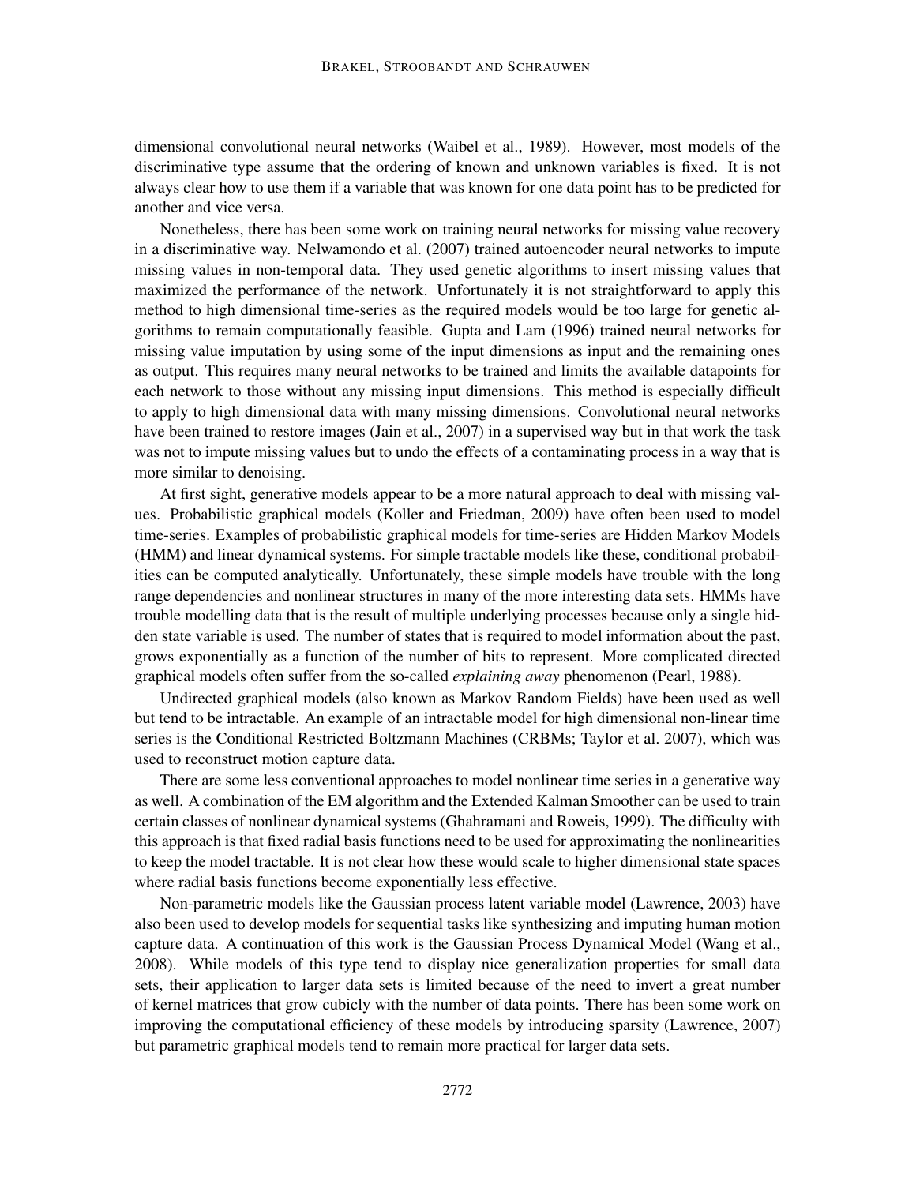dimensional convolutional neural networks (Waibel et al., 1989). However, most models of the discriminative type assume that the ordering of known and unknown variables is fixed. It is not always clear how to use them if a variable that was known for one data point has to be predicted for another and vice versa.

Nonetheless, there has been some work on training neural networks for missing value recovery in a discriminative way. Nelwamondo et al. (2007) trained autoencoder neural networks to impute missing values in non-temporal data. They used genetic algorithms to insert missing values that maximized the performance of the network. Unfortunately it is not straightforward to apply this method to high dimensional time-series as the required models would be too large for genetic algorithms to remain computationally feasible. Gupta and Lam (1996) trained neural networks for missing value imputation by using some of the input dimensions as input and the remaining ones as output. This requires many neural networks to be trained and limits the available datapoints for each network to those without any missing input dimensions. This method is especially difficult to apply to high dimensional data with many missing dimensions. Convolutional neural networks have been trained to restore images (Jain et al., 2007) in a supervised way but in that work the task was not to impute missing values but to undo the effects of a contaminating process in a way that is more similar to denoising.

At first sight, generative models appear to be a more natural approach to deal with missing values. Probabilistic graphical models (Koller and Friedman, 2009) have often been used to model time-series. Examples of probabilistic graphical models for time-series are Hidden Markov Models (HMM) and linear dynamical systems. For simple tractable models like these, conditional probabilities can be computed analytically. Unfortunately, these simple models have trouble with the long range dependencies and nonlinear structures in many of the more interesting data sets. HMMs have trouble modelling data that is the result of multiple underlying processes because only a single hidden state variable is used. The number of states that is required to model information about the past, grows exponentially as a function of the number of bits to represent. More complicated directed graphical models often suffer from the so-called *explaining away* phenomenon (Pearl, 1988).

Undirected graphical models (also known as Markov Random Fields) have been used as well but tend to be intractable. An example of an intractable model for high dimensional non-linear time series is the Conditional Restricted Boltzmann Machines (CRBMs; Taylor et al. 2007), which was used to reconstruct motion capture data.

There are some less conventional approaches to model nonlinear time series in a generative way as well. A combination of the EM algorithm and the Extended Kalman Smoother can be used to train certain classes of nonlinear dynamical systems (Ghahramani and Roweis, 1999). The difficulty with this approach is that fixed radial basis functions need to be used for approximating the nonlinearities to keep the model tractable. It is not clear how these would scale to higher dimensional state spaces where radial basis functions become exponentially less effective.

Non-parametric models like the Gaussian process latent variable model (Lawrence, 2003) have also been used to develop models for sequential tasks like synthesizing and imputing human motion capture data. A continuation of this work is the Gaussian Process Dynamical Model (Wang et al., 2008). While models of this type tend to display nice generalization properties for small data sets, their application to larger data sets is limited because of the need to invert a great number of kernel matrices that grow cubicly with the number of data points. There has been some work on improving the computational efficiency of these models by introducing sparsity (Lawrence, 2007) but parametric graphical models tend to remain more practical for larger data sets.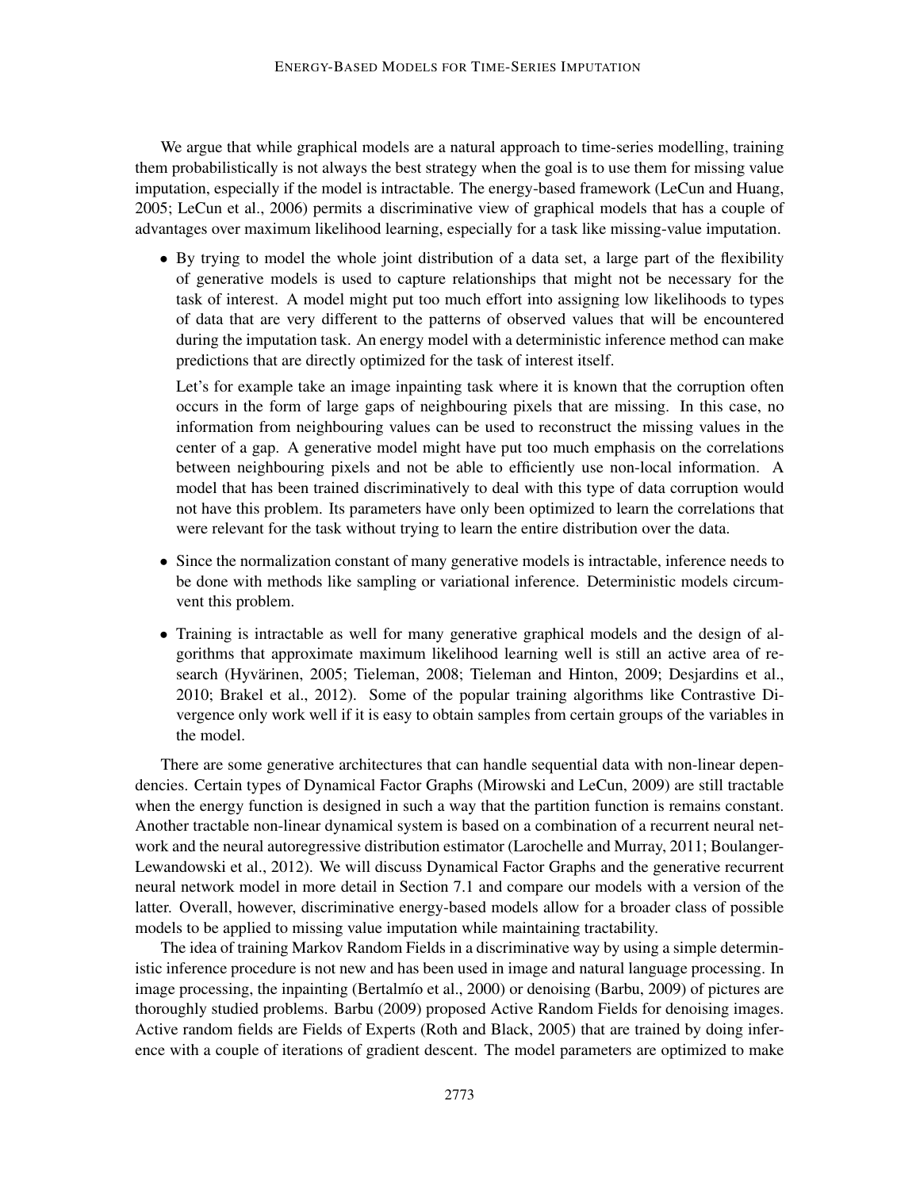We argue that while graphical models are a natural approach to time-series modelling, training them probabilistically is not always the best strategy when the goal is to use them for missing value imputation, especially if the model is intractable. The energy-based framework (LeCun and Huang, 2005; LeCun et al., 2006) permits a discriminative view of graphical models that has a couple of advantages over maximum likelihood learning, especially for a task like missing-value imputation.

- By trying to model the whole joint distribution of a data set, a large part of the flexibility of generative models is used to capture relationships that might not be necessary for the task of interest. A model might put too much effort into assigning low likelihoods to types of data that are very different to the patterns of observed values that will be encountered during the imputation task. An energy model with a deterministic inference method can make predictions that are directly optimized for the task of interest itself.

  Let's for example take an image inpainting task where it is known that the corruption often occurs in the form of large gaps of neighbouring pixels that are missing. In this case, no information from neighbouring values can be used to reconstruct the missing values in the center of a gap. A generative model might have put too much emphasis on the correlations between neighbouring pixels and not be able to efficiently use non-local information. A model that has been trained discriminatively to deal with this type of data corruption would not have this problem. Its parameters have only been optimized to learn the correlations that were relevant for the task without trying to learn the entire distribution over the data.

- Since the normalization constant of many generative models is intractable, inference needs to be done with methods like sampling or variational inference. Deterministic models circumvent this problem.

- Training is intractable as well for many generative graphical models and the design of algorithms that approximate maximum likelihood learning well is still an active area of research (Hyvärinen, 2005; Tieleman, 2008; Tieleman and Hinton, 2009; Desjardins et al., 2010; Brakel et al., 2012). Some of the popular training algorithms like Contrastive Divergence only work well if it is easy to obtain samples from certain groups of the variables in the model.

There are some generative architectures that can handle sequential data with non-linear dependencies. Certain types of Dynamical Factor Graphs (Mirowski and LeCun, 2009) are still tractable when the energy function is designed in such a way that the partition function is remains constant. Another tractable non-linear dynamical system is based on a combination of a recurrent neural network and the neural autoregressive distribution estimator (Larochelle and Murray, 2011; Boulanger-Lewandowski et al., 2012). We will discuss Dynamical Factor Graphs and the generative recurrent neural network model in more detail in Section 7.1 and compare our models with a version of the latter. Overall, however, discriminative energy-based models allow for a broader class of possible models to be applied to missing value imputation while maintaining tractability.

The idea of training Markov Random Fields in a discriminative way by using a simple deterministic inference procedure is not new and has been used in image and natural language processing. In image processing, the inpainting (Bertalmío et al., 2000) or denoising (Barbu, 2009) of pictures are thoroughly studied problems. Barbu (2009) proposed Active Random Fields for denoising images. Active random fields are Fields of Experts (Roth and Black, 2005) that are trained by doing inference with a couple of iterations of gradient descent. The model parameters are optimized to make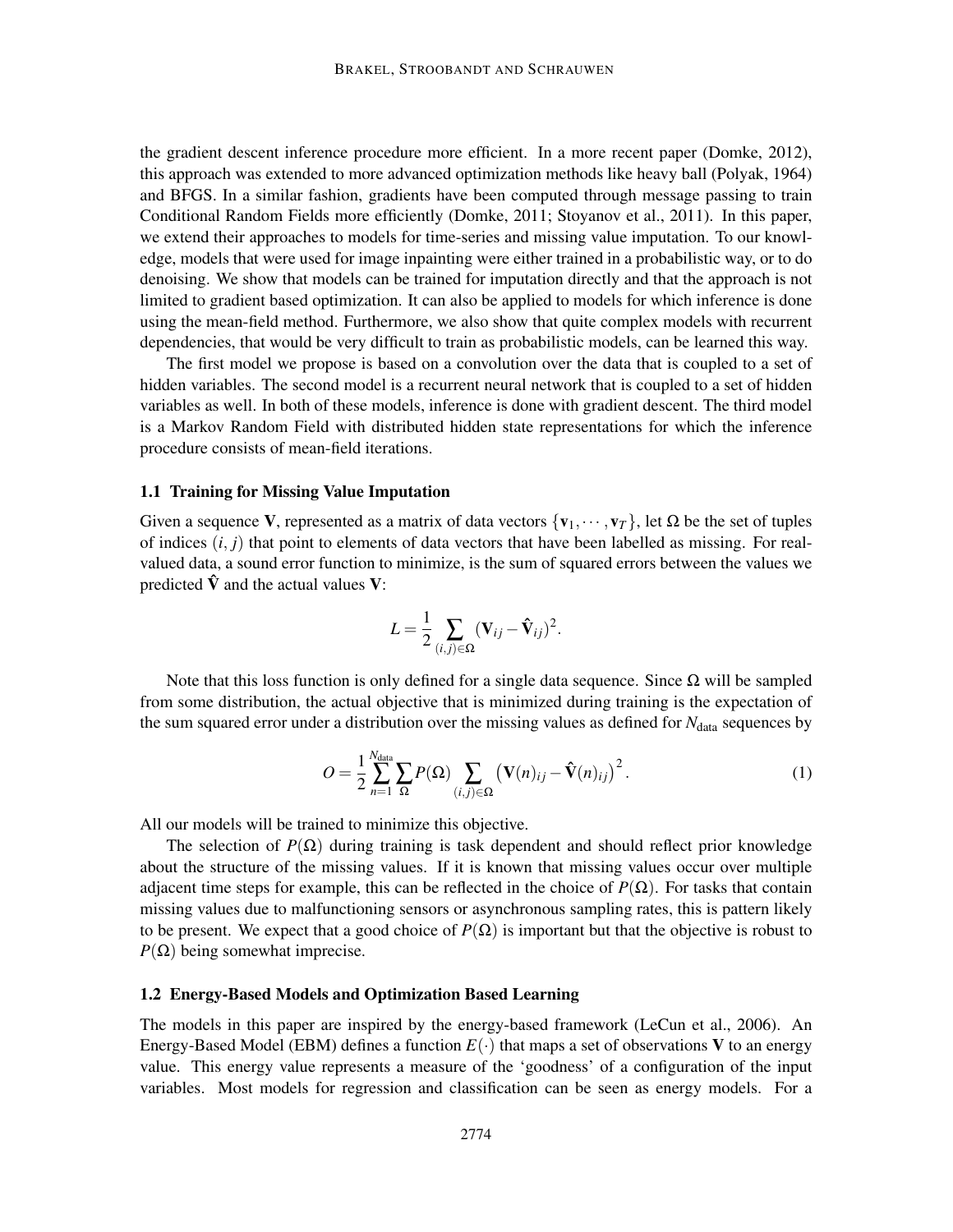the gradient descent inference procedure more efficient. In a more recent paper (Domke, 2012), this approach was extended to more advanced optimization methods like heavy ball (Polyak, 1964) and BFGS. In a similar fashion, gradients have been computed through message passing to train Conditional Random Fields more efficiently (Domke, 2011; Stoyanov et al., 2011). In this paper, we extend their approaches to models for time-series and missing value imputation. To our knowledge, models that were used for image inpainting were either trained in a probabilistic way, or to do denoising. We show that models can be trained for imputation directly and that the approach is not limited to gradient based optimization. It can also be applied to models for which inference is done using the mean-field method. Furthermore, we also show that quite complex models with recurrent dependencies, that would be very difficult to train as probabilistic models, can be learned this way.

The first model we propose is based on a convolution over the data that is coupled to a set of hidden variables. The second model is a recurrent neural network that is coupled to a set of hidden variables as well. In both of these models, inference is done with gradient descent. The third model is a Markov Random Field with distributed hidden state representations for which the inference procedure consists of mean-field iterations.

### 1.1 Training for Missing Value Imputation

Given a sequence $\mathbf{V}$, represented as a matrix of data vectors $\{\mathbf{v}_1, \cdots, \mathbf{v}_T\}$, let $\Omega$ be the set of tuples of indices $(i, j)$ that point to elements of data vectors that have been labelled as missing. For real-valued data, a sound error function to minimize, is the sum of squared errors between the values we predicted $\hat{\mathbf{V}}$ and the actual values $\mathbf{V}$:

$$L = \frac{1}{2} \sum_{(i,j) \in \Omega} (\mathbf{V}_{ij} - \hat{\mathbf{V}}_{ij})^2.$$

Note that this loss function is only defined for a single data sequence. Since $\Omega$ will be sampled from some distribution, the actual objective that is minimized during training is the expectation of the sum squared error under a distribution over the missing values as defined for $N_{\text{data}}$ sequences by

$$O = \frac{1}{2} \sum_{n=1}^{N_{\text{data}}} \sum_{\Omega} P(\Omega) \sum_{(i,j) \in \Omega} \left( \mathbf{V}(n)_{ij} - \hat{\mathbf{V}}(n)_{ij} \right)^2. \tag{1}$$

All our models will be trained to minimize this objective.

The selection of $P(\Omega)$ during training is task dependent and should reflect prior knowledge about the structure of the missing values. If it is known that missing values occur over multiple adjacent time steps for example, this can be reflected in the choice of $P(\Omega)$. For tasks that contain missing values due to malfunctioning sensors or asynchronous sampling rates, this is pattern likely to be present. We expect that a good choice of $P(\Omega)$ is important but that the objective is robust to $P(\Omega)$ being somewhat imprecise.

### 1.2 Energy-Based Models and Optimization Based Learning

The models in this paper are inspired by the energy-based framework (LeCun et al., 2006). An Energy-Based Model (EBM) defines a function $E(\cdot)$ that maps a set of observations $\mathbf{V}$ to an energy value. This energy value represents a measure of the 'goodness' of a configuration of the input variables. Most models for regression and classification can be seen as energy models. For a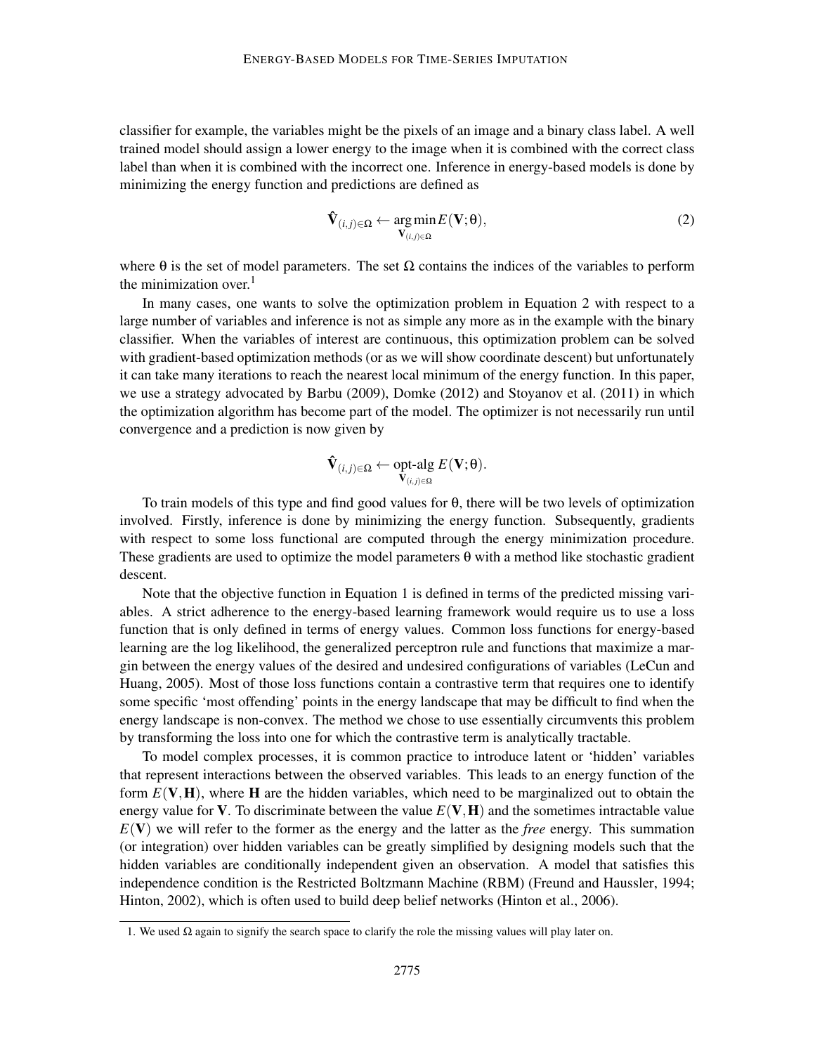classifier for example, the variables might be the pixels of an image and a binary class label. A well trained model should assign a lower energy to the image when it is combined with the correct class label than when it is combined with the incorrect one. Inference in energy-based models is done by minimizing the energy function and predictions are defined as

$$\hat{\mathbf{V}}_{(i,j)\in\Omega} \leftarrow \underset{\mathbf{V}_{(i,j)\in\Omega}}{\arg\min} E(\mathbf{V};\theta), \tag{2}$$

where $\theta$ is the set of model parameters. The set $\Omega$ contains the indices of the variables to perform the minimization over.[1]

In many cases, one wants to solve the optimization problem in Equation 2 with respect to a large number of variables and inference is not as simple any more as in the example with the binary classifier. When the variables of interest are continuous, this optimization problem can be solved with gradient-based optimization methods (or as we will show coordinate descent) but unfortunately it can take many iterations to reach the nearest local minimum of the energy function. In this paper, we use a strategy advocated by Barbu (2009), Domke (2012) and Stoyanov et al. (2011) in which the optimization algorithm has become part of the model. The optimizer is not necessarily run until convergence and a prediction is now given by

$$\hat{\mathbf{V}}_{(i,j)\in\Omega} \leftarrow \underset{\mathbf{V}_{(i,j)\in\Omega}}{\text{opt-alg}}\, E(\mathbf{V};\theta).$$

To train models of this type and find good values for $\theta$, there will be two levels of optimization involved. Firstly, inference is done by minimizing the energy function. Subsequently, gradients with respect to some loss functional are computed through the energy minimization procedure. These gradients are used to optimize the model parameters $\theta$ with a method like stochastic gradient descent.

Note that the objective function in Equation 1 is defined in terms of the predicted missing variables. A strict adherence to the energy-based learning framework would require us to use a loss function that is only defined in terms of energy values. Common loss functions for energy-based learning are the log likelihood, the generalized perceptron rule and functions that maximize a margin between the energy values of the desired and undesired configurations of variables (LeCun and Huang, 2005). Most of those loss functions contain a contrastive term that requires one to identify some specific 'most offending' points in the energy landscape that may be difficult to find when the energy landscape is non-convex. The method we chose to use essentially circumvents this problem by transforming the loss into one for which the contrastive term is analytically tractable.

To model complex processes, it is common practice to introduce latent or 'hidden' variables that represent interactions between the observed variables. This leads to an energy function of the form $E(\mathbf{V},\mathbf{H})$, where $\mathbf{H}$ are the hidden variables, which need to be marginalized out to obtain the energy value for $\mathbf{V}$. To discriminate between the value $E(\mathbf{V},\mathbf{H})$ and the sometimes intractable value $E(\mathbf{V})$ we will refer to the former as the energy and the latter as the *free* energy. This summation (or integration) over hidden variables can be greatly simplified by designing models such that the hidden variables are conditionally independent given an observation. A model that satisfies this independence condition is the Restricted Boltzmann Machine (RBM) (Freund and Haussler, 1994; Hinton, 2002), which is often used to build deep belief networks (Hinton et al., 2006).

1. We used $\Omega$ again to signify the search space to clarify the role the missing values will play later on.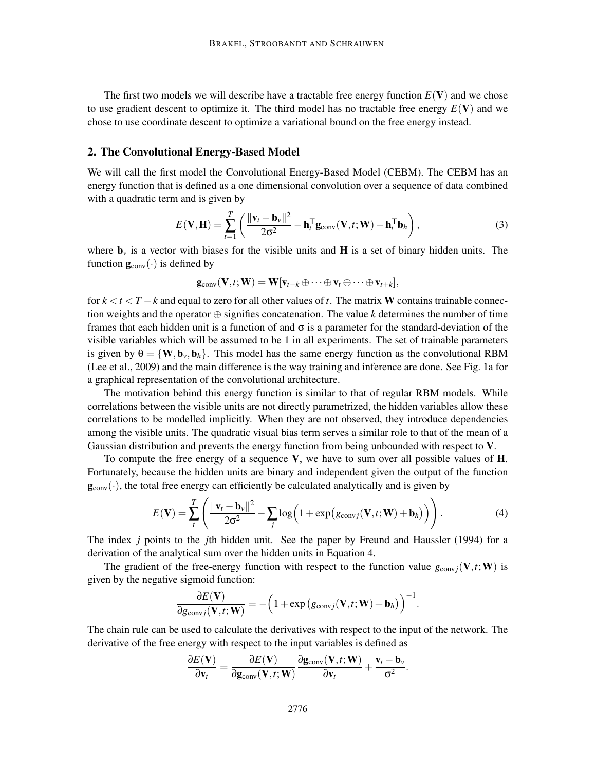The first two models we will describe have a tractable free energy function $E(\mathbf{V})$ and we chose to use gradient descent to optimize it. The third model has no tractable free energy $E(\mathbf{V})$ and we chose to use coordinate descent to optimize a variational bound on the free energy instead.

## 2. The Convolutional Energy-Based Model

We will call the first model the Convolutional Energy-Based Model (CEBM). The CEBM has an energy function that is defined as a one dimensional convolution over a sequence of data combined with a quadratic term and is given by

$$E(\mathbf{V}, \mathbf{H}) = \sum_{t=1}^{T} \left( \frac{\|\mathbf{v}_t - \mathbf{b}_v\|^2}{2\sigma^2} - \mathbf{h}_t^{\mathsf{T}} \mathbf{g}_{\text{conv}}(\mathbf{V}, t; \mathbf{W}) - \mathbf{h}_t^{\mathsf{T}} \mathbf{b}_h \right), \tag{3}$$

where $\mathbf{b}_v$ is a vector with biases for the visible units and $\mathbf{H}$ is a set of binary hidden units. The function $\mathbf{g}_{\text{conv}}(\cdot)$ is defined by

$$\mathbf{g}_{\text{conv}}(\mathbf{V}, t; \mathbf{W}) = \mathbf{W}[\mathbf{v}_{t-k} \oplus \cdots \oplus \mathbf{v}_t \oplus \cdots \oplus \mathbf{v}_{t+k}],$$

for $k < t < T - k$ and equal to zero for all other values of $t$. The matrix $\mathbf{W}$ contains trainable connection weights and the operator $\oplus$ signifies concatenation. The value $k$ determines the number of time frames that each hidden unit is a function of and $\sigma$ is a parameter for the standard-deviation of the visible variables which will be assumed to be 1 in all experiments. The set of trainable parameters is given by $\theta = \{\mathbf{W}, \mathbf{b}_v, \mathbf{b}_h\}$. This model has the same energy function as the convolutional RBM (Lee et al., 2009) and the main difference is the way training and inference are done. See Fig. 1a for a graphical representation of the convolutional architecture.

The motivation behind this energy function is similar to that of regular RBM models. While correlations between the visible units are not directly parametrized, the hidden variables allow these correlations to be modelled implicitly. When they are not observed, they introduce dependencies among the visible units. The quadratic visual bias term serves a similar role to that of the mean of a Gaussian distribution and prevents the energy function from being unbounded with respect to $\mathbf{V}$.

To compute the free energy of a sequence $\mathbf{V}$, we have to sum over all possible values of $\mathbf{H}$. Fortunately, because the hidden units are binary and independent given the output of the function $\mathbf{g}_{\text{conv}}(\cdot)$, the total free energy can efficiently be calculated analytically and is given by

$$E(\mathbf{V}) = \sum_{t}^{T} \left( \frac{\|\mathbf{v}_t - \mathbf{b}_v\|^2}{2\sigma^2} - \sum_{j} \log\Big(1 + \exp\big(g_{\text{conv}\,j}(\mathbf{V}, t; \mathbf{W}) + \mathbf{b}_h\big)\Big) \right). \tag{4}$$

The index $j$ points to the $j$th hidden unit. See the paper by Freund and Haussler (1994) for a derivation of the analytical sum over the hidden units in Equation 4.

The gradient of the free-energy function with respect to the function value $g_{\text{conv}\,j}(\mathbf{V}, t; \mathbf{W})$ is given by the negative sigmoid function:

$$\frac{\partial E(\mathbf{V})}{\partial g_{\text{conv}\,j}(\mathbf{V}, t; \mathbf{W})} = -\Big(1 + \exp\big(g_{\text{conv}\,j}(\mathbf{V}, t; \mathbf{W}) + \mathbf{b}_h\big)\Big)^{-1}.$$

The chain rule can be used to calculate the derivatives with respect to the input of the network. The derivative of the free energy with respect to the input variables is defined as

$$\frac{\partial E(\mathbf{V})}{\partial \mathbf{v}_t} = \frac{\partial E(\mathbf{V})}{\partial \mathbf{g}_{\text{conv}}(\mathbf{V}, t; \mathbf{W})} \frac{\partial \mathbf{g}_{\text{conv}}(\mathbf{V}, t; \mathbf{W})}{\partial \mathbf{v}_t} + \frac{\mathbf{v}_t - \mathbf{b}_v}{\sigma^2}.$$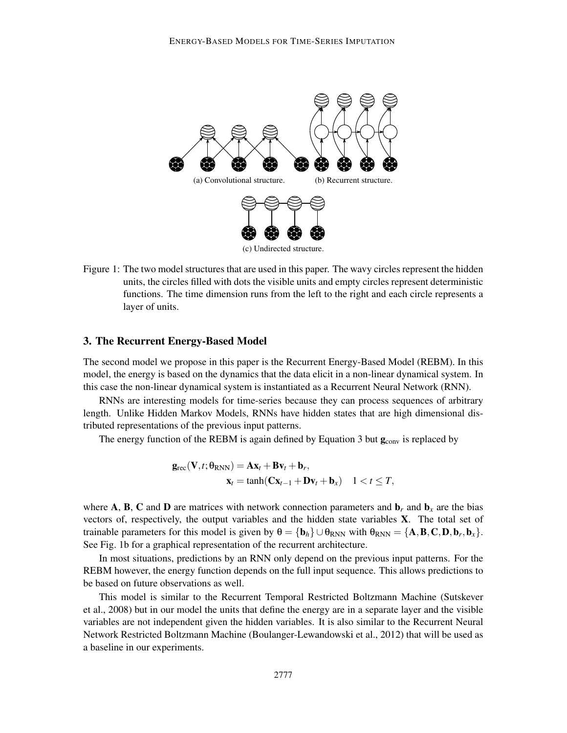(a) Convolutional structure. (b) Recurrent structure.

(c) Undirected structure.

Figure 1: The two model structures that are used in this paper. The wavy circles represent the hidden units, the circles filled with dots the visible units and empty circles represent deterministic functions. The time dimension runs from the left to the right and each circle represents a layer of units.

## 3. The Recurrent Energy-Based Model

The second model we propose in this paper is the Recurrent Energy-Based Model (REBM). In this model, the energy is based on the dynamics that the data elicit in a non-linear dynamical system. In this case the non-linear dynamical system is instantiated as a Recurrent Neural Network (RNN).

RNNs are interesting models for time-series because they can process sequences of arbitrary length. Unlike Hidden Markov Models, RNNs have hidden states that are high dimensional distributed representations of the previous input patterns.

The energy function of the REBM is again defined by Equation 3 but $\mathbf{g}_{\text{conv}}$ is replaced by

$$\begin{aligned}\mathbf{g}_{\text{rec}}(\mathbf{V}, t; \theta_{\text{RNN}}) &= \mathbf{A}\mathbf{x}_t + \mathbf{B}\mathbf{v}_t + \mathbf{b}_r,\\ \mathbf{x}_t &= \tanh(\mathbf{C}\mathbf{x}_{t-1} + \mathbf{D}\mathbf{v}_t + \mathbf{b}_x) \quad 1 < t \leq T,\end{aligned}$$

where $\mathbf{A}$, $\mathbf{B}$, $\mathbf{C}$ and $\mathbf{D}$ are matrices with network connection parameters and $\mathbf{b}_r$ and $\mathbf{b}_x$ are the bias vectors of, respectively, the output variables and the hidden state variables $\mathbf{X}$. The total set of trainable parameters for this model is given by $\theta = \{\mathbf{b}_h\} \cup \theta_{\text{RNN}}$ with $\theta_{\text{RNN}} = \{\mathbf{A}, \mathbf{B}, \mathbf{C}, \mathbf{D}, \mathbf{b}_r, \mathbf{b}_x\}$. See Fig. 1b for a graphical representation of the recurrent architecture.

In most situations, predictions by an RNN only depend on the previous input patterns. For the REBM however, the energy function depends on the full input sequence. This allows predictions to be based on future observations as well.

This model is similar to the Recurrent Temporal Restricted Boltzmann Machine (Sutskever et al., 2008) but in our model the units that define the energy are in a separate layer and the visible variables are not independent given the hidden variables. It is also similar to the Recurrent Neural Network Restricted Boltzmann Machine (Boulanger-Lewandowski et al., 2012) that will be used as a baseline in our experiments.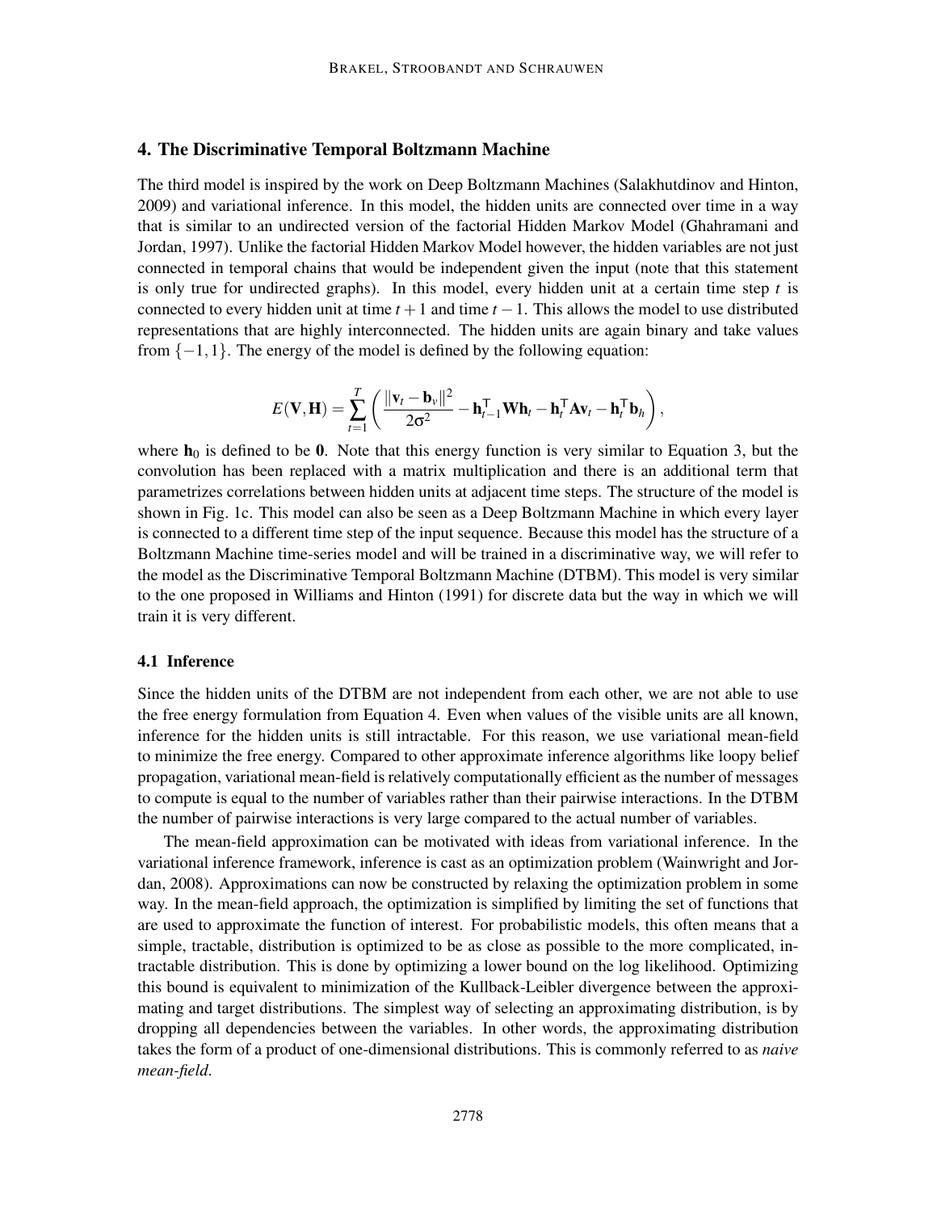## 4. The Discriminative Temporal Boltzmann Machine

The third model is inspired by the work on Deep Boltzmann Machines (Salakhutdinov and Hinton, 2009) and variational inference. In this model, the hidden units are connected over time in a way that is similar to an undirected version of the factorial Hidden Markov Model (Ghahramani and Jordan, 1997). Unlike the factorial Hidden Markov Model however, the hidden variables are not just connected in temporal chains that would be independent given the input (note that this statement is only true for undirected graphs). In this model, every hidden unit at a certain time step $t$ is connected to every hidden unit at time $t+1$ and time $t-1$. This allows the model to use distributed representations that are highly interconnected. The hidden units are again binary and take values from $\{-1, 1\}$. The energy of the model is defined by the following equation:

$$E(\mathbf{V}, \mathbf{H}) = \sum_{t=1}^{T} \left( \frac{\|\mathbf{v}_t - \mathbf{b}_v\|^2}{2\sigma^2} - \mathbf{h}_{t-1}^\top \mathbf{W} \mathbf{h}_t - \mathbf{h}_t^\top \mathbf{A} \mathbf{v}_t - \mathbf{h}_t^\top \mathbf{b}_h \right),$$

where $\mathbf{h}_0$ is defined to be $\mathbf{0}$. Note that this energy function is very similar to Equation 3, but the convolution has been replaced with a matrix multiplication and there is an additional term that parametrizes correlations between hidden units at adjacent time steps. The structure of the model is shown in Fig. 1c. This model can also be seen as a Deep Boltzmann Machine in which every layer is connected to a different time step of the input sequence. Because this model has the structure of a Boltzmann Machine time-series model and will be trained in a discriminative way, we will refer to the model as the Discriminative Temporal Boltzmann Machine (DTBM). This model is very similar to the one proposed in Williams and Hinton (1991) for discrete data but the way in which we will train it is very different.

### 4.1 Inference

Since the hidden units of the DTBM are not independent from each other, we are not able to use the free energy formulation from Equation 4. Even when values of the visible units are all known, inference for the hidden units is still intractable. For this reason, we use variational mean-field to minimize the free energy. Compared to other approximate inference algorithms like loopy belief propagation, variational mean-field is relatively computationally efficient as the number of messages to compute is equal to the number of variables rather than their pairwise interactions. In the DTBM the number of pairwise interactions is very large compared to the actual number of variables.

The mean-field approximation can be motivated with ideas from variational inference. In the variational inference framework, inference is cast as an optimization problem (Wainwright and Jordan, 2008). Approximations can now be constructed by relaxing the optimization problem in some way. In the mean-field approach, the optimization is simplified by limiting the set of functions that are used to approximate the function of interest. For probabilistic models, this often means that a simple, tractable, distribution is optimized to be as close as possible to the more complicated, intractable distribution. This is done by optimizing a lower bound on the log likelihood. Optimizing this bound is equivalent to minimization of the Kullback-Leibler divergence between the approximating and target distributions. The simplest way of selecting an approximating distribution, is by dropping all dependencies between the variables. In other words, the approximating distribution takes the form of a product of one-dimensional distributions. This is commonly referred to as *naive mean-field*.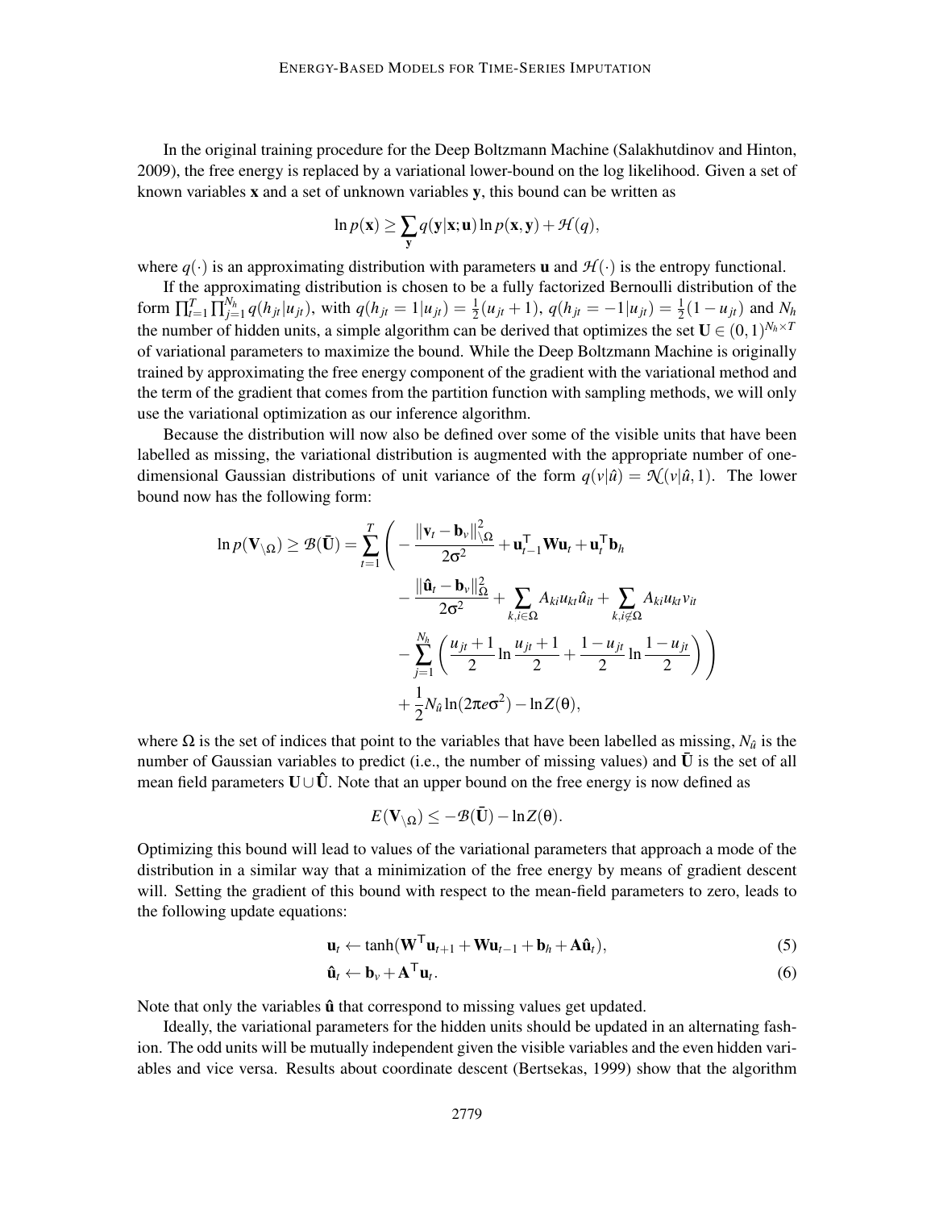In the original training procedure for the Deep Boltzmann Machine (Salakhutdinov and Hinton, 2009), the free energy is replaced by a variational lower-bound on the log likelihood. Given a set of known variables $\mathbf{x}$ and a set of unknown variables $\mathbf{y}$, this bound can be written as

$$\ln p(\mathbf{x}) \geq \sum_{\mathbf{y}} q(\mathbf{y}|\mathbf{x};\mathbf{u}) \ln p(\mathbf{x},\mathbf{y}) + \mathcal{H}(q),$$

where $q(\cdot)$ is an approximating distribution with parameters $\mathbf{u}$ and $\mathcal{H}(\cdot)$ is the entropy functional.

If the approximating distribution is chosen to be a fully factorized Bernoulli distribution of the form $\prod_{t=1}^{T}\prod_{j=1}^{N_h} q(h_{jt}|u_{jt})$, with $q(h_{jt}=1|u_{jt}) = \frac{1}{2}(u_{jt}+1)$, $q(h_{jt}=-1|u_{jt}) = \frac{1}{2}(1-u_{jt})$ and $N_h$ the number of hidden units, a simple algorithm can be derived that optimizes the set $\mathbf{U} \in (0,1)^{N_h \times T}$ of variational parameters to maximize the bound. While the Deep Boltzmann Machine is originally trained by approximating the free energy component of the gradient with the variational method and the term of the gradient that comes from the partition function with sampling methods, we will only use the variational optimization as our inference algorithm.

Because the distribution will now also be defined over some of the visible units that have been labelled as missing, the variational distribution is augmented with the appropriate number of one-dimensional Gaussian distributions of unit variance of the form $q(v|\hat{u}) = \mathcal{N}(v|\hat{u},1)$. The lower bound now has the following form:

$$\begin{aligned}
\ln p(\mathbf{V}_{\setminus\Omega}) \geq \mathcal{B}(\bar{\mathbf{U}}) = \sum_{t=1}^{T} \Bigg( & -\frac{\|\mathbf{v}_t - \mathbf{b}_v\|^2_{\setminus\Omega}}{2\sigma^2} + \mathbf{u}_{t-1}^{\mathsf{T}}\mathbf{W}\mathbf{u}_t + \mathbf{u}_t^{\mathsf{T}}\mathbf{b}_h \\
& - \frac{\|\hat{\mathbf{u}}_t - \mathbf{b}_v\|^2_{\Omega}}{2\sigma^2} + \sum_{k,i\in\Omega} A_{ki}u_{kt}\hat{u}_{it} + \sum_{k,i\notin\Omega} A_{ki}u_{kt}v_{it} \\
& - \sum_{j=1}^{N_h}\left( \frac{u_{jt}+1}{2}\ln\frac{u_{jt}+1}{2} + \frac{1-u_{jt}}{2}\ln\frac{1-u_{jt}}{2} \right) \Bigg) \\
& + \frac{1}{2}N_{\hat{u}}\ln(2\pi e\sigma^2) - \ln Z(\theta),
\end{aligned}$$

where $\Omega$ is the set of indices that point to the variables that have been labelled as missing, $N_{\hat{u}}$ is the number of Gaussian variables to predict (i.e., the number of missing values) and $\bar{\mathbf{U}}$ is the set of all mean field parameters $\mathbf{U} \cup \hat{\mathbf{U}}$. Note that an upper bound on the free energy is now defined as

$$E(\mathbf{V}_{\setminus\Omega}) \leq -\mathcal{B}(\bar{\mathbf{U}}) - \ln Z(\theta).$$

Optimizing this bound will lead to values of the variational parameters that approach a mode of the distribution in a similar way that a minimization of the free energy by means of gradient descent will. Setting the gradient of this bound with respect to the mean-field parameters to zero, leads to the following update equations:

$$\mathbf{u}_t \leftarrow \tanh(\mathbf{W}^{\mathsf{T}}\mathbf{u}_{t+1} + \mathbf{W}\mathbf{u}_{t-1} + \mathbf{b}_h + \mathbf{A}\hat{\mathbf{u}}_t), \tag{5}$$

$$\hat{\mathbf{u}}_t \leftarrow \mathbf{b}_v + \mathbf{A}^{\mathsf{T}}\mathbf{u}_t. \tag{6}$$

Note that only the variables $\hat{\mathbf{u}}$ that correspond to missing values get updated.

Ideally, the variational parameters for the hidden units should be updated in an alternating fashion. The odd units will be mutually independent given the visible variables and the even hidden variables and vice versa. Results about coordinate descent (Bertsekas, 1999) show that the algorithm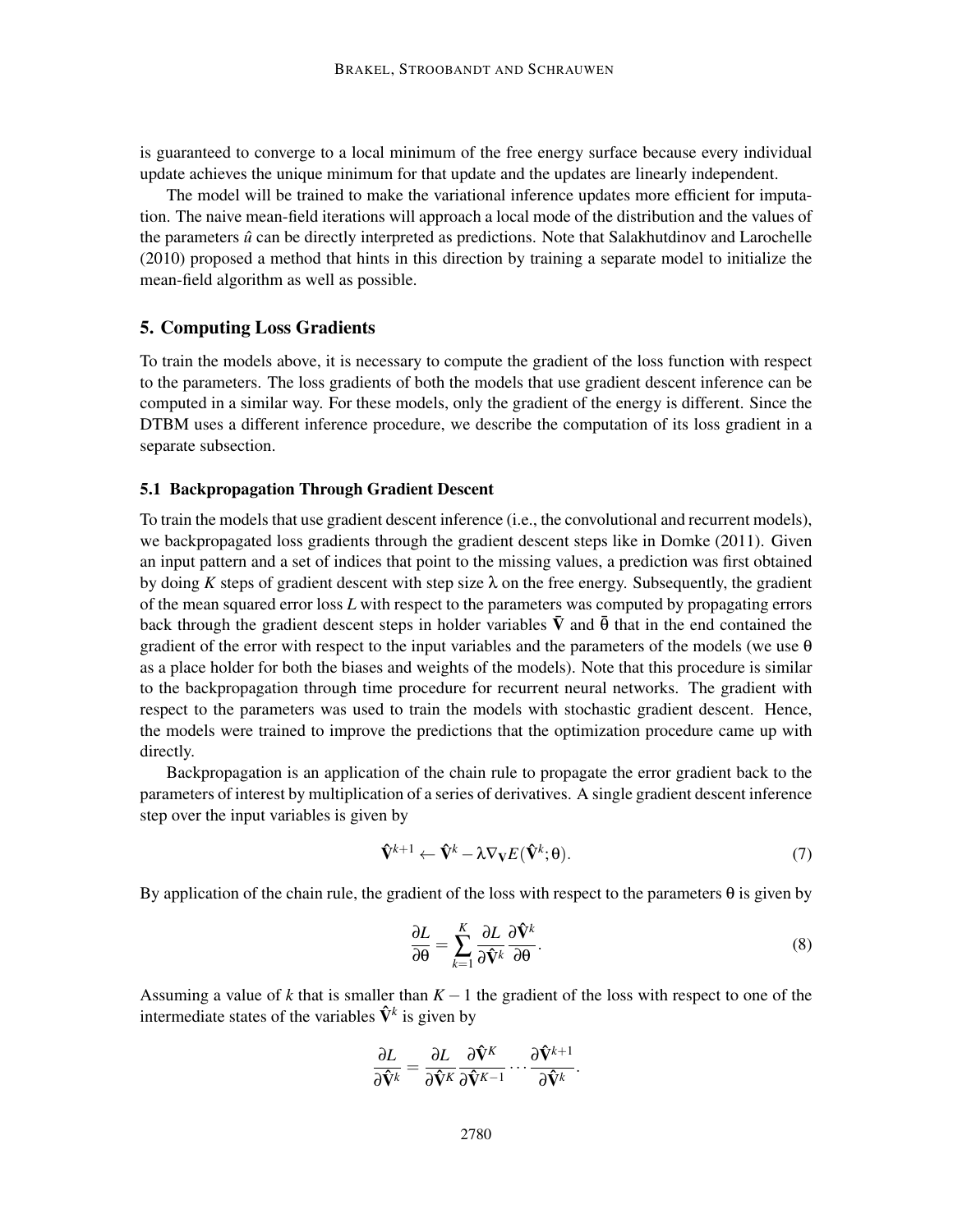is guaranteed to converge to a local minimum of the free energy surface because every individual update achieves the unique minimum for that update and the updates are linearly independent.

The model will be trained to make the variational inference updates more efficient for imputation. The naive mean-field iterations will approach a local mode of the distribution and the values of the parameters $\hat{u}$ can be directly interpreted as predictions. Note that Salakhutdinov and Larochelle (2010) proposed a method that hints in this direction by training a separate model to initialize the mean-field algorithm as well as possible.

## 5. Computing Loss Gradients

To train the models above, it is necessary to compute the gradient of the loss function with respect to the parameters. The loss gradients of both the models that use gradient descent inference can be computed in a similar way. For these models, only the gradient of the energy is different. Since the DTBM uses a different inference procedure, we describe the computation of its loss gradient in a separate subsection.

### 5.1 Backpropagation Through Gradient Descent

To train the models that use gradient descent inference (i.e., the convolutional and recurrent models), we backpropagated loss gradients through the gradient descent steps like in Domke (2011). Given an input pattern and a set of indices that point to the missing values, a prediction was first obtained by doing $K$ steps of gradient descent with step size $\lambda$ on the free energy. Subsequently, the gradient of the mean squared error loss $L$ with respect to the parameters was computed by propagating errors back through the gradient descent steps in holder variables $\bar{\mathbf{V}}$ and $\bar{\theta}$ that in the end contained the gradient of the error with respect to the input variables and the parameters of the models (we use $\theta$ as a place holder for both the biases and weights of the models). Note that this procedure is similar to the backpropagation through time procedure for recurrent neural networks. The gradient with respect to the parameters was used to train the models with stochastic gradient descent. Hence, the models were trained to improve the predictions that the optimization procedure came up with directly.

Backpropagation is an application of the chain rule to propagate the error gradient back to the parameters of interest by multiplication of a series of derivatives. A single gradient descent inference step over the input variables is given by

$$\hat{\mathbf{V}}^{k+1} \leftarrow \hat{\mathbf{V}}^{k} - \lambda \nabla_{\mathbf{V}} E(\hat{\mathbf{V}}^{k}; \theta). \tag{7}$$

By application of the chain rule, the gradient of the loss with respect to the parameters $\theta$ is given by

$$\frac{\partial L}{\partial \theta} = \sum_{k=1}^{K} \frac{\partial L}{\partial \hat{\mathbf{V}}^{k}} \frac{\partial \hat{\mathbf{V}}^{k}}{\partial \theta}. \tag{8}$$

Assuming a value of $k$ that is smaller than $K-1$ the gradient of the loss with respect to one of the intermediate states of the variables $\hat{\mathbf{V}}^{k}$ is given by

$$\frac{\partial L}{\partial \hat{\mathbf{V}}^{k}} = \frac{\partial L}{\partial \hat{\mathbf{V}}^{K}} \frac{\partial \hat{\mathbf{V}}^{K}}{\partial \hat{\mathbf{V}}^{K-1}} \cdots \frac{\partial \hat{\mathbf{V}}^{k+1}}{\partial \hat{\mathbf{V}}^{k}}.$$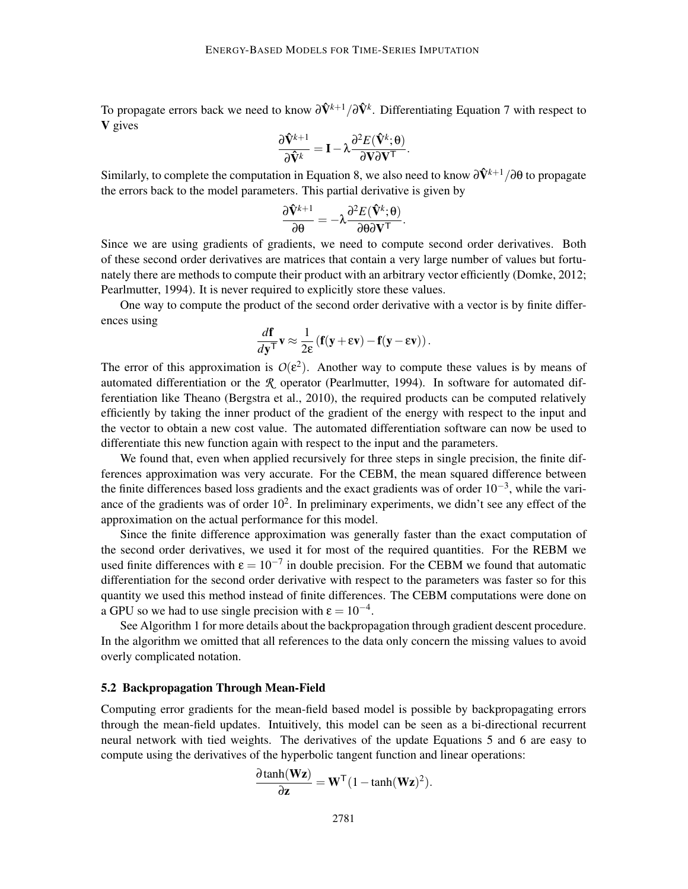To propagate errors back we need to know $\partial \hat{\mathbf{V}}^{k+1} / \partial \hat{\mathbf{V}}^{k}$. Differentiating Equation 7 with respect to $\mathbf{V}$ gives

$$\frac{\partial \hat{\mathbf{V}}^{k+1}}{\partial \hat{\mathbf{V}}^{k}} = \mathbf{I} - \lambda \frac{\partial^2 E(\hat{\mathbf{V}}^k; \theta)}{\partial \mathbf{V} \partial \mathbf{V}^{\mathsf{T}}}.$$

Similarly, to complete the computation in Equation 8, we also need to know $\partial \hat{\mathbf{V}}^{k+1} / \partial \theta$ to propagate the errors back to the model parameters. This partial derivative is given by

$$\frac{\partial \hat{\mathbf{V}}^{k+1}}{\partial \theta} = -\lambda \frac{\partial^2 E(\hat{\mathbf{V}}^k; \theta)}{\partial \theta \partial \mathbf{V}^{\mathsf{T}}}.$$

Since we are using gradients of gradients, we need to compute second order derivatives. Both of these second order derivatives are matrices that contain a very large number of values but fortunately there are methods to compute their product with an arbitrary vector efficiently (Domke, 2012; Pearlmutter, 1994). It is never required to explicitly store these values.

One way to compute the product of the second order derivative with a vector is by finite differences using

$$\frac{d\mathbf{f}}{d\mathbf{y}^{\mathsf{T}}} \mathbf{v} \approx \frac{1}{2\varepsilon} \left( \mathbf{f}(\mathbf{y} + \varepsilon \mathbf{v}) - \mathbf{f}(\mathbf{y} - \varepsilon \mathbf{v}) \right).$$

The error of this approximation is $O(\varepsilon^2)$. Another way to compute these values is by means of automated differentiation or the $\mathcal{R}$ operator (Pearlmutter, 1994). In software for automated differentiation like Theano (Bergstra et al., 2010), the required products can be computed relatively efficiently by taking the inner product of the gradient of the energy with respect to the input and the vector to obtain a new cost value. The automated differentiation software can now be used to differentiate this new function again with respect to the input and the parameters.

We found that, even when applied recursively for three steps in single precision, the finite differences approximation was very accurate. For the CEBM, the mean squared difference between the finite differences based loss gradients and the exact gradients was of order $10^{-3}$, while the variance of the gradients was of order $10^{2}$. In preliminary experiments, we didn't see any effect of the approximation on the actual performance for this model.

Since the finite difference approximation was generally faster than the exact computation of the second order derivatives, we used it for most of the required quantities. For the REBM we used finite differences with $\varepsilon = 10^{-7}$ in double precision. For the CEBM we found that automatic differentiation for the second order derivative with respect to the parameters was faster so for this quantity we used this method instead of finite differences. The CEBM computations were done on a GPU so we had to use single precision with $\varepsilon = 10^{-4}$.

See Algorithm 1 for more details about the backpropagation through gradient descent procedure. In the algorithm we omitted that all references to the data only concern the missing values to avoid overly complicated notation.

### 5.2 Backpropagation Through Mean-Field

Computing error gradients for the mean-field based model is possible by backpropagating errors through the mean-field updates. Intuitively, this model can be seen as a bi-directional recurrent neural network with tied weights. The derivatives of the update Equations 5 and 6 are easy to compute using the derivatives of the hyperbolic tangent function and linear operations:

$$\frac{\partial \tanh(\mathbf{W}\mathbf{z})}{\partial \mathbf{z}} = \mathbf{W}^{\mathsf{T}} (1 - \tanh(\mathbf{W}\mathbf{z})^2).$$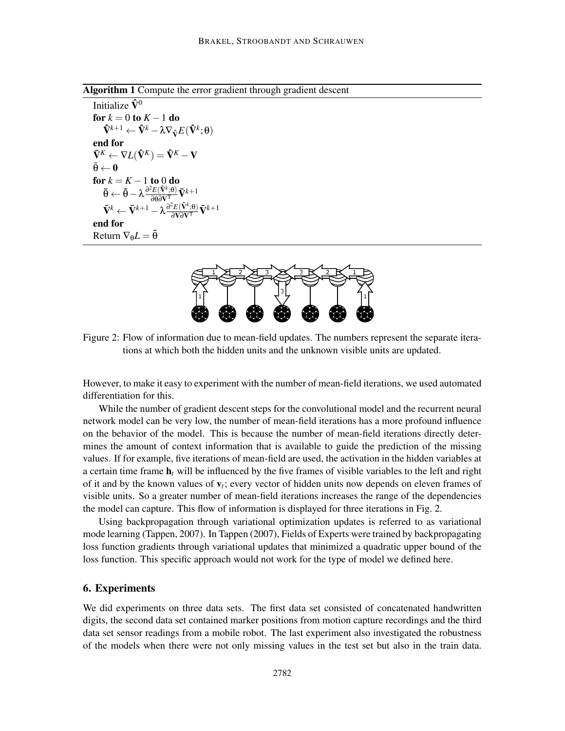**Algorithm 1** Compute the error gradient through gradient descent

Initialize $\hat{\mathbf{V}}^0$
**for** $k = 0$ **to** $K-1$ **do**
  $\hat{\mathbf{V}}^{k+1} \leftarrow \hat{\mathbf{V}}^k - \lambda \nabla_{\hat{\mathbf{V}}} E(\hat{\mathbf{V}}^k; \theta)$
**end for**
$\bar{\mathbf{V}}^K \leftarrow \nabla L(\hat{\mathbf{V}}^K) = \hat{\mathbf{V}}^K - \mathbf{V}$
$\bar{\theta} \leftarrow \mathbf{0}$
**for** $k = K-1$ **to** $0$ **do**
  $\bar{\theta} \leftarrow \bar{\theta} - \lambda \frac{\partial^2 E(\hat{\mathbf{V}}^k; \theta)}{\partial \theta \partial \mathbf{V}^\top} \bar{\mathbf{V}}^{k+1}$
  $\bar{\mathbf{V}}^k \leftarrow \bar{\mathbf{V}}^{k+1} - \lambda \frac{\partial^2 E(\hat{\mathbf{V}}^k; \theta)}{\partial \mathbf{V} \partial \mathbf{V}^\top} \bar{\mathbf{V}}^{k+1}$
**end for**
Return $\nabla_\theta L = \bar{\theta}$

Figure 2: Flow of information due to mean-field updates. The numbers represent the separate iterations at which both the hidden units and the unknown visible units are updated.

However, to make it easy to experiment with the number of mean-field iterations, we used automated differentiation for this.

While the number of gradient descent steps for the convolutional model and the recurrent neural network model can be very low, the number of mean-field iterations has a more profound influence on the behavior of the model. This is because the number of mean-field iterations directly determines the amount of context information that is available to guide the prediction of the missing values. If for example, five iterations of mean-field are used, the activation in the hidden variables at a certain time frame $\mathbf{h}_t$ will be influenced by the five frames of visible variables to the left and right of it and by the known values of $\mathbf{v}_t$; every vector of hidden units now depends on eleven frames of visible units. So a greater number of mean-field iterations increases the range of the dependencies the model can capture. This flow of information is displayed for three iterations in Fig. 2.

Using backpropagation through variational optimization updates is referred to as variational mode learning (Tappen, 2007). In Tappen (2007), Fields of Experts were trained by backpropagating loss function gradients through variational updates that minimized a quadratic upper bound of the loss function. This specific approach would not work for the type of model we defined here.

## 6. Experiments

We did experiments on three data sets. The first data set consisted of concatenated handwritten digits, the second data set contained marker positions from motion capture recordings and the third data set sensor readings from a mobile robot. The last experiment also investigated the robustness of the models when there were not only missing values in the test set but also in the train data.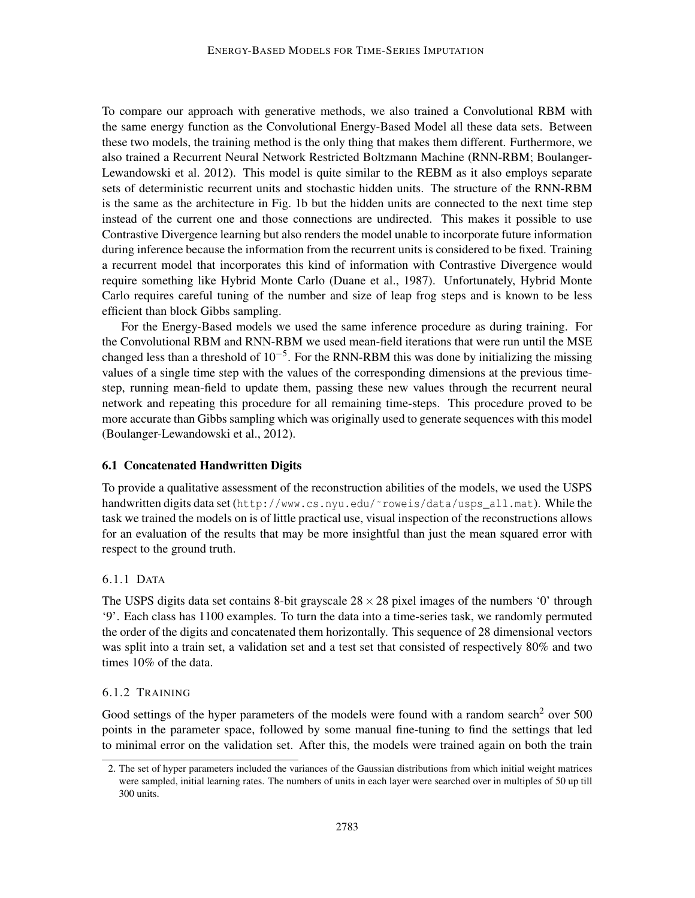To compare our approach with generative methods, we also trained a Convolutional RBM with the same energy function as the Convolutional Energy-Based Model all these data sets. Between these two models, the training method is the only thing that makes them different. Furthermore, we also trained a Recurrent Neural Network Restricted Boltzmann Machine (RNN-RBM; Boulanger-Lewandowski et al. 2012). This model is quite similar to the REBM as it also employs separate sets of deterministic recurrent units and stochastic hidden units. The structure of the RNN-RBM is the same as the architecture in Fig. 1b but the hidden units are connected to the next time step instead of the current one and those connections are undirected. This makes it possible to use Contrastive Divergence learning but also renders the model unable to incorporate future information during inference because the information from the recurrent units is considered to be fixed. Training a recurrent model that incorporates this kind of information with Contrastive Divergence would require something like Hybrid Monte Carlo (Duane et al., 1987). Unfortunately, Hybrid Monte Carlo requires careful tuning of the number and size of leap frog steps and is known to be less efficient than block Gibbs sampling.

For the Energy-Based models we used the same inference procedure as during training. For the Convolutional RBM and RNN-RBM we used mean-field iterations that were run until the MSE changed less than a threshold of $10^{-5}$. For the RNN-RBM this was done by initializing the missing values of a single time step with the values of the corresponding dimensions at the previous time-step, running mean-field to update them, passing these new values through the recurrent neural network and repeating this procedure for all remaining time-steps. This procedure proved to be more accurate than Gibbs sampling which was originally used to generate sequences with this model (Boulanger-Lewandowski et al., 2012).

## 6.1 Concatenated Handwritten Digits

To provide a qualitative assessment of the reconstruction abilities of the models, we used the USPS handwritten digits data set (http://www.cs.nyu.edu/~roweis/data/usps_all.mat). While the task we trained the models on is of little practical use, visual inspection of the reconstructions allows for an evaluation of the results that may be more insightful than just the mean squared error with respect to the ground truth.

### 6.1.1 Data

The USPS digits data set contains 8-bit grayscale $28 \times 28$ pixel images of the numbers '0' through '9'. Each class has 1100 examples. To turn the data into a time-series task, we randomly permuted the order of the digits and concatenated them horizontally. This sequence of 28 dimensional vectors was split into a train set, a validation set and a test set that consisted of respectively 80% and two times 10% of the data.

### 6.1.2 Training

Good settings of the hyper parameters of the models were found with a random search[2] over 500 points in the parameter space, followed by some manual fine-tuning to find the settings that led to minimal error on the validation set. After this, the models were trained again on both the train

2. The set of hyper parameters included the variances of the Gaussian distributions from which initial weight matrices were sampled, initial learning rates. The numbers of units in each layer were searched over in multiples of 50 up till 300 units.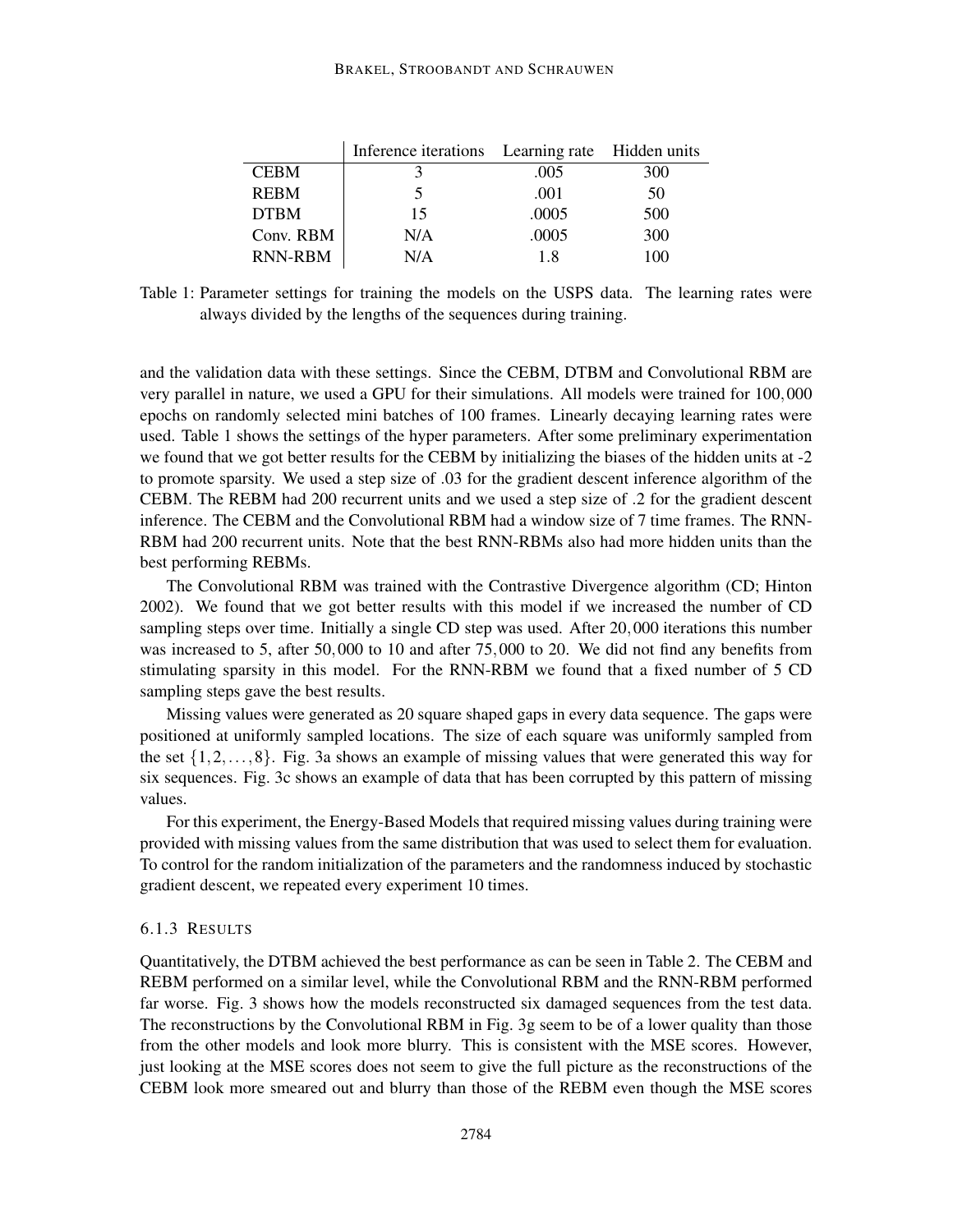| | Inference iterations | Learning rate | Hidden units |
|---|---|---|---|
| CEBM | 3 | .005 | 300 |
| REBM | 5 | .001 | 50 |
| DTBM | 15 | .0005 | 500 |
| Conv. RBM | N/A | .0005 | 300 |
| RNN-RBM | N/A | 1.8 | 100 |

Table 1: Parameter settings for training the models on the USPS data. The learning rates were always divided by the lengths of the sequences during training.

and the validation data with these settings. Since the CEBM, DTBM and Convolutional RBM are very parallel in nature, we used a GPU for their simulations. All models were trained for $100,000$ epochs on randomly selected mini batches of 100 frames. Linearly decaying learning rates were used. Table 1 shows the settings of the hyper parameters. After some preliminary experimentation we found that we got better results for the CEBM by initializing the biases of the hidden units at -2 to promote sparsity. We used a step size of .03 for the gradient descent inference algorithm of the CEBM. The REBM had 200 recurrent units and we used a step size of .2 for the gradient descent inference. The CEBM and the Convolutional RBM had a window size of 7 time frames. The RNN-RBM had 200 recurrent units. Note that the best RNN-RBMs also had more hidden units than the best performing REBMs.

The Convolutional RBM was trained with the Contrastive Divergence algorithm (CD; Hinton 2002). We found that we got better results with this model if we increased the number of CD sampling steps over time. Initially a single CD step was used. After $20,000$ iterations this number was increased to 5, after $50,000$ to 10 and after $75,000$ to 20. We did not find any benefits from stimulating sparsity in this model. For the RNN-RBM we found that a fixed number of 5 CD sampling steps gave the best results.

Missing values were generated as 20 square shaped gaps in every data sequence. The gaps were positioned at uniformly sampled locations. The size of each square was uniformly sampled from the set $\{1,2,\ldots,8\}$. Fig. 3a shows an example of missing values that were generated this way for six sequences. Fig. 3c shows an example of data that has been corrupted by this pattern of missing values.

For this experiment, the Energy-Based Models that required missing values during training were provided with missing values from the same distribution that was used to select them for evaluation. To control for the random initialization of the parameters and the randomness induced by stochastic gradient descent, we repeated every experiment 10 times.

#### 6.1.3 Results

Quantitatively, the DTBM achieved the best performance as can be seen in Table 2. The CEBM and REBM performed on a similar level, while the Convolutional RBM and the RNN-RBM performed far worse. Fig. 3 shows how the models reconstructed six damaged sequences from the test data. The reconstructions by the Convolutional RBM in Fig. 3g seem to be of a lower quality than those from the other models and look more blurry. This is consistent with the MSE scores. However, just looking at the MSE scores does not seem to give the full picture as the reconstructions of the CEBM look more smeared out and blurry than those of the REBM even though the MSE scores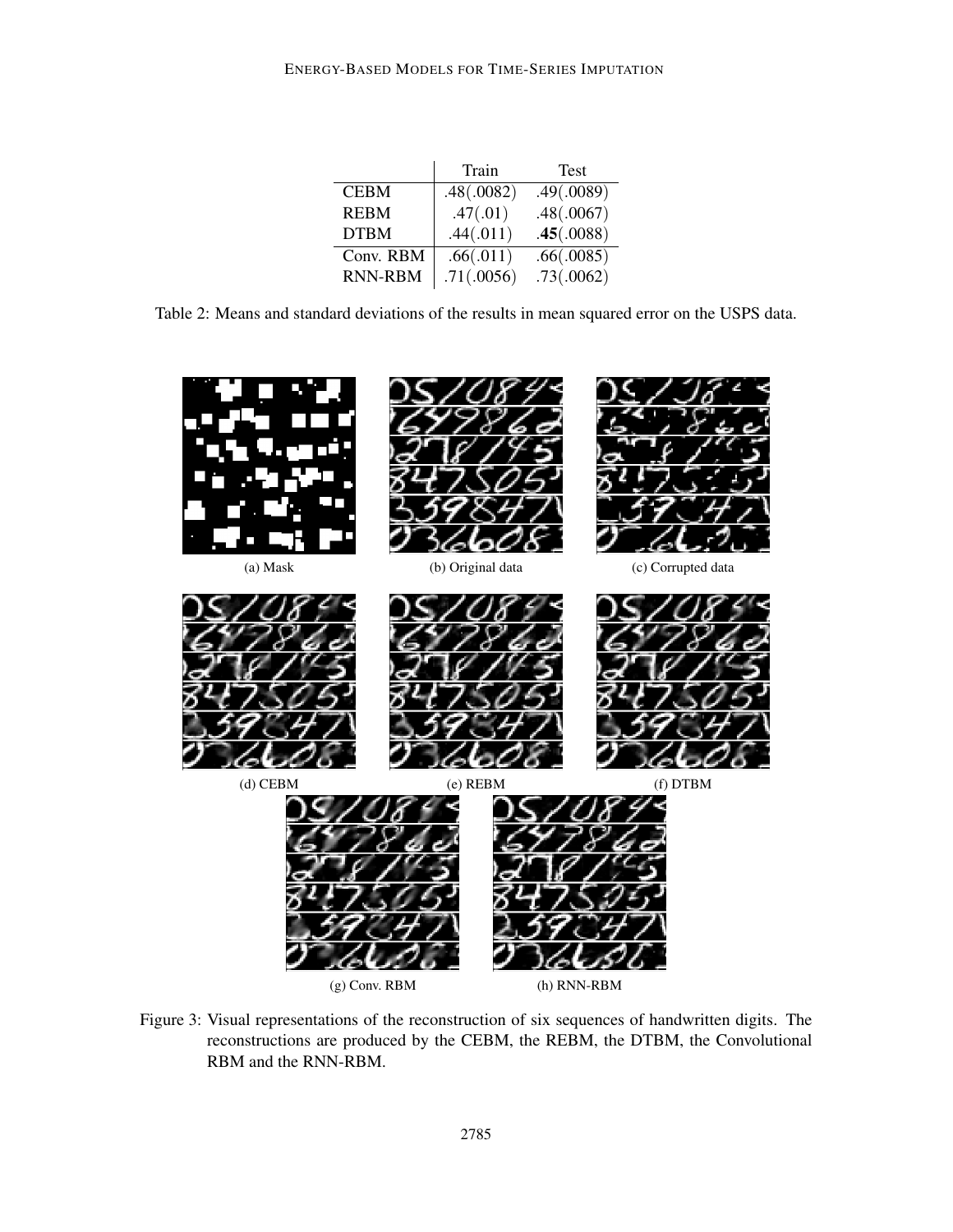|  | Train | Test |
|---|---|---|
| CEBM | .48(.0082) | .49(.0089) |
| REBM | .47(.01) | .48(.0067) |
| DTBM | .44(.011) | **.45**(.0088) |
| Conv. RBM | .66(.011) | .66(.0085) |
| RNN-RBM | .71(.0056) | .73(.0062) |

Table 2: Means and standard deviations of the results in mean squared error on the USPS data.

(a) Mask

(b) Original data

(c) Corrupted data

(d) CEBM

(e) REBM

(f) DTBM

(g) Conv. RBM

(h) RNN-RBM

Figure 3: Visual representations of the reconstruction of six sequences of handwritten digits. The reconstructions are produced by the CEBM, the REBM, the DTBM, the Convolutional RBM and the RNN-RBM.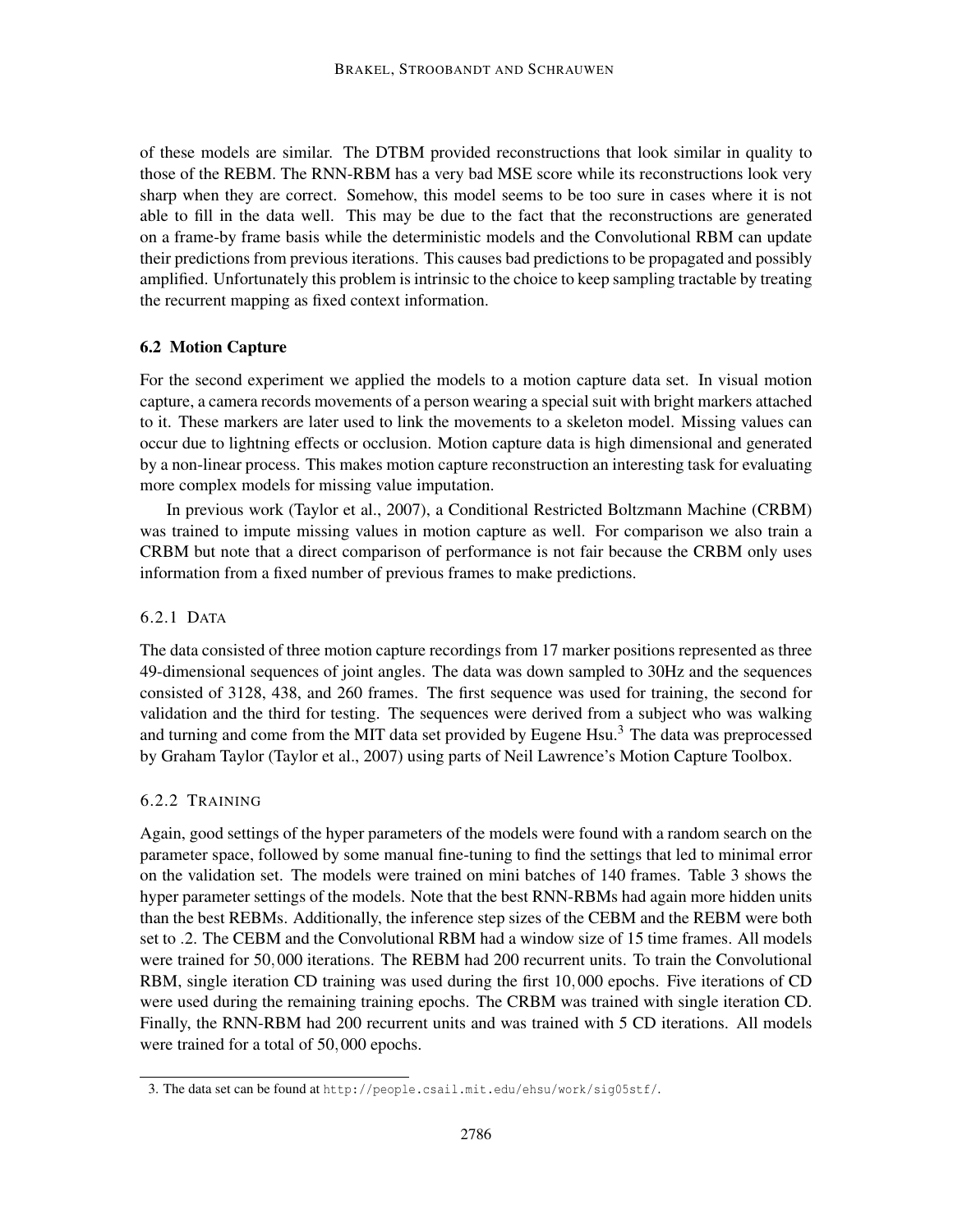of these models are similar. The DTBM provided reconstructions that look similar in quality to those of the REBM. The RNN-RBM has a very bad MSE score while its reconstructions look very sharp when they are correct. Somehow, this model seems to be too sure in cases where it is not able to fill in the data well. This may be due to the fact that the reconstructions are generated on a frame-by frame basis while the deterministic models and the Convolutional RBM can update their predictions from previous iterations. This causes bad predictions to be propagated and possibly amplified. Unfortunately this problem is intrinsic to the choice to keep sampling tractable by treating the recurrent mapping as fixed context information.

### 6.2 Motion Capture

For the second experiment we applied the models to a motion capture data set. In visual motion capture, a camera records movements of a person wearing a special suit with bright markers attached to it. These markers are later used to link the movements to a skeleton model. Missing values can occur due to lightning effects or occlusion. Motion capture data is high dimensional and generated by a non-linear process. This makes motion capture reconstruction an interesting task for evaluating more complex models for missing value imputation.

In previous work (Taylor et al., 2007), a Conditional Restricted Boltzmann Machine (CRBM) was trained to impute missing values in motion capture as well. For comparison we also train a CRBM but note that a direct comparison of performance is not fair because the CRBM only uses information from a fixed number of previous frames to make predictions.

#### 6.2.1 Data

The data consisted of three motion capture recordings from 17 marker positions represented as three 49-dimensional sequences of joint angles. The data was down sampled to 30Hz and the sequences consisted of 3128, 438, and 260 frames. The first sequence was used for training, the second for validation and the third for testing. The sequences were derived from a subject who was walking and turning and come from the MIT data set provided by Eugene Hsu.[3] The data was preprocessed by Graham Taylor (Taylor et al., 2007) using parts of Neil Lawrence's Motion Capture Toolbox.

#### 6.2.2 Training

Again, good settings of the hyper parameters of the models were found with a random search on the parameter space, followed by some manual fine-tuning to find the settings that led to minimal error on the validation set. The models were trained on mini batches of 140 frames. Table 3 shows the hyper parameter settings of the models. Note that the best RNN-RBMs had again more hidden units than the best REBMs. Additionally, the inference step sizes of the CEBM and the REBM were both set to .2. The CEBM and the Convolutional RBM had a window size of 15 time frames. All models were trained for $50,000$ iterations. The REBM had 200 recurrent units. To train the Convolutional RBM, single iteration CD training was used during the first $10,000$ epochs. Five iterations of CD were used during the remaining training epochs. The CRBM was trained with single iteration CD. Finally, the RNN-RBM had 200 recurrent units and was trained with 5 CD iterations. All models were trained for a total of $50,000$ epochs.

[3] The data set can be found at http://people.csail.mit.edu/ehsu/work/sig05stf/.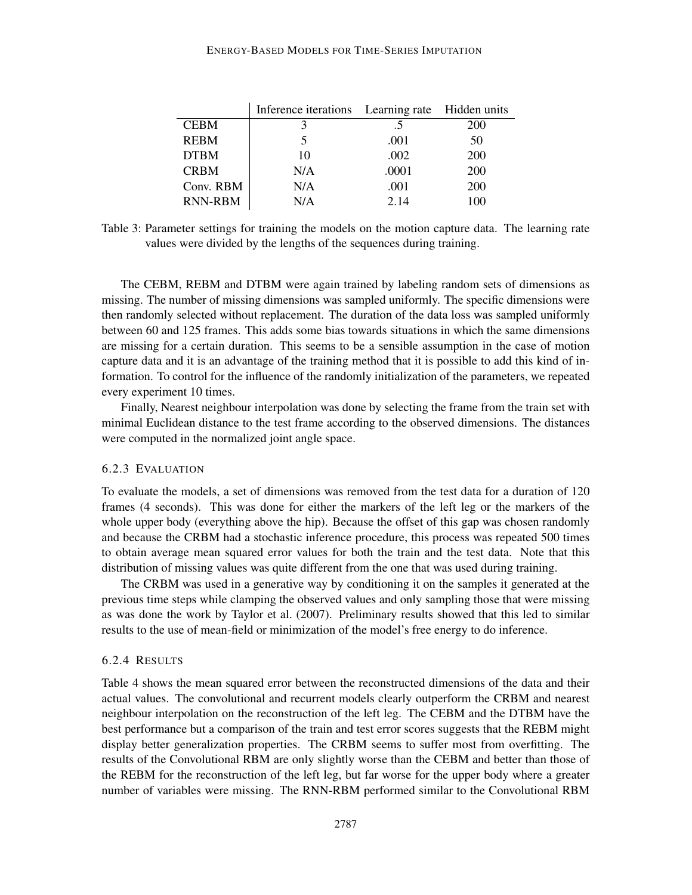|  | Inference iterations | Learning rate | Hidden units |
|---|---|---|---|
| CEBM | 3 | .5 | 200 |
| REBM | 5 | .001 | 50 |
| DTBM | 10 | .002 | 200 |
| CRBM | N/A | .0001 | 200 |
| Conv. RBM | N/A | .001 | 200 |
| RNN-RBM | N/A | 2.14 | 100 |

Table 3: Parameter settings for training the models on the motion capture data. The learning rate values were divided by the lengths of the sequences during training.

The CEBM, REBM and DTBM were again trained by labeling random sets of dimensions as missing. The number of missing dimensions was sampled uniformly. The specific dimensions were then randomly selected without replacement. The duration of the data loss was sampled uniformly between 60 and 125 frames. This adds some bias towards situations in which the same dimensions are missing for a certain duration. This seems to be a sensible assumption in the case of motion capture data and it is an advantage of the training method that it is possible to add this kind of information. To control for the influence of the randomly initialization of the parameters, we repeated every experiment 10 times.

Finally, Nearest neighbour interpolation was done by selecting the frame from the train set with minimal Euclidean distance to the test frame according to the observed dimensions. The distances were computed in the normalized joint angle space.

### 6.2.3 Evaluation

To evaluate the models, a set of dimensions was removed from the test data for a duration of 120 frames (4 seconds). This was done for either the markers of the left leg or the markers of the whole upper body (everything above the hip). Because the offset of this gap was chosen randomly and because the CRBM had a stochastic inference procedure, this process was repeated 500 times to obtain average mean squared error values for both the train and the test data. Note that this distribution of missing values was quite different from the one that was used during training.

The CRBM was used in a generative way by conditioning it on the samples it generated at the previous time steps while clamping the observed values and only sampling those that were missing as was done the work by Taylor et al. (2007). Preliminary results showed that this led to similar results to the use of mean-field or minimization of the model's free energy to do inference.

### 6.2.4 Results

Table 4 shows the mean squared error between the reconstructed dimensions of the data and their actual values. The convolutional and recurrent models clearly outperform the CRBM and nearest neighbour interpolation on the reconstruction of the left leg. The CEBM and the DTBM have the best performance but a comparison of the train and test error scores suggests that the REBM might display better generalization properties. The CRBM seems to suffer most from overfitting. The results of the Convolutional RBM are only slightly worse than the CEBM and better than those of the REBM for the reconstruction of the left leg, but far worse for the upper body where a greater number of variables were missing. The RNN-RBM performed similar to the Convolutional RBM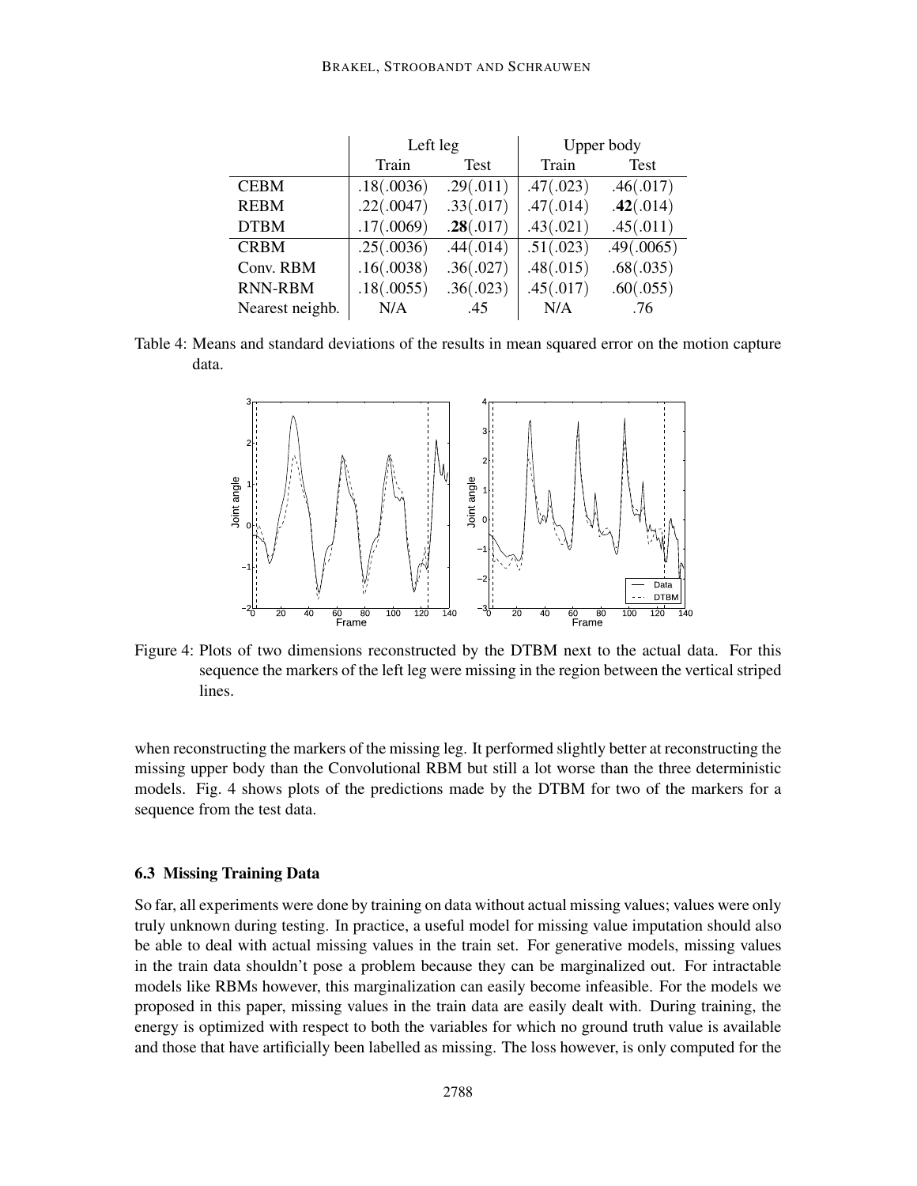| | Left leg | | Upper body | |
|---|---|---|---|---|
| | Train | Test | Train | Test |
| CEBM | .18(.0036) | .29(.011) | .47(.023) | .46(.017) |
| REBM | .22(.0047) | .33(.017) | .47(.014) | **.42**(.014) |
| DTBM | .17(.0069) | **.28**(.017) | .43(.021) | .45(.011) |
| CRBM | .25(.0036) | .44(.014) | .51(.023) | .49(.0065) |
| Conv. RBM | .16(.0038) | .36(.027) | .48(.015) | .68(.035) |
| RNN-RBM | .18(.0055) | .36(.023) | .45(.017) | .60(.055) |
| Nearest neighb. | N/A | .45 | N/A | .76 |

Table 4: Means and standard deviations of the results in mean squared error on the motion capture data.

Figure 4: Plots of two dimensions reconstructed by the DTBM next to the actual data. For this sequence the markers of the left leg were missing in the region between the vertical striped lines.

when reconstructing the markers of the missing leg. It performed slightly better at reconstructing the missing upper body than the Convolutional RBM but still a lot worse than the three deterministic models. Fig. 4 shows plots of the predictions made by the DTBM for two of the markers for a sequence from the test data.

### 6.3 Missing Training Data

So far, all experiments were done by training on data without actual missing values; values were only truly unknown during testing. In practice, a useful model for missing value imputation should also be able to deal with actual missing values in the train set. For generative models, missing values in the train data shouldn't pose a problem because they can be marginalized out. For intractable models like RBMs however, this marginalization can easily become infeasible. For the models we proposed in this paper, missing values in the train data are easily dealt with. During training, the energy is optimized with respect to both the variables for which no ground truth value is available and those that have artificially been labelled as missing. The loss however, is only computed for the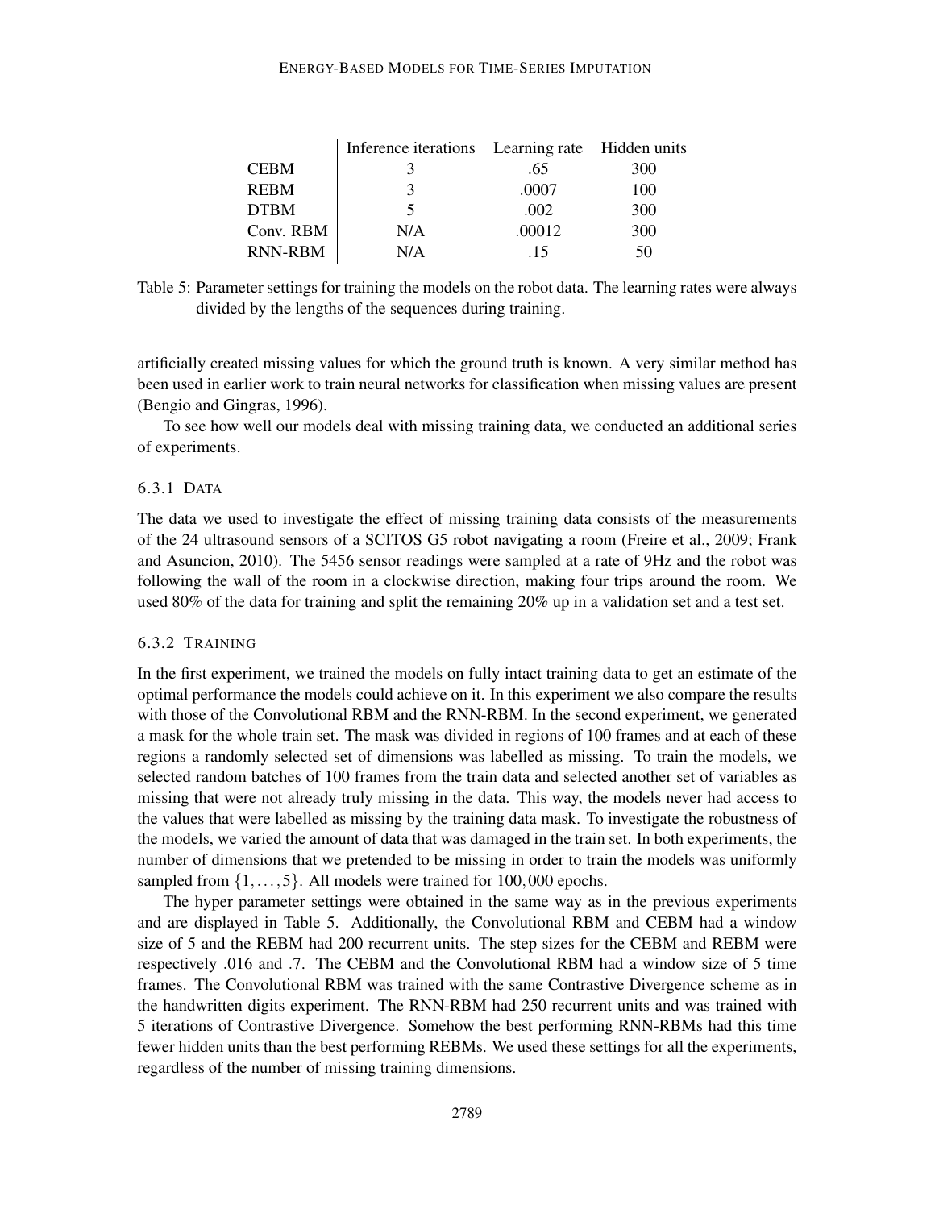|  | Inference iterations | Learning rate | Hidden units |
|---|---|---|---|
| CEBM | 3 | .65 | 300 |
| REBM | 3 | .0007 | 100 |
| DTBM | 5 | .002 | 300 |
| Conv. RBM | N/A | .00012 | 300 |
| RNN-RBM | N/A | .15 | 50 |

Table 5: Parameter settings for training the models on the robot data. The learning rates were always divided by the lengths of the sequences during training.

artificially created missing values for which the ground truth is known. A very similar method has been used in earlier work to train neural networks for classification when missing values are present (Bengio and Gingras, 1996).

To see how well our models deal with missing training data, we conducted an additional series of experiments.

#### 6.3.1 DATA

The data we used to investigate the effect of missing training data consists of the measurements of the 24 ultrasound sensors of a SCITOS G5 robot navigating a room (Freire et al., 2009; Frank and Asuncion, 2010). The 5456 sensor readings were sampled at a rate of 9Hz and the robot was following the wall of the room in a clockwise direction, making four trips around the room. We used 80% of the data for training and split the remaining 20% up in a validation set and a test set.

#### 6.3.2 TRAINING

In the first experiment, we trained the models on fully intact training data to get an estimate of the optimal performance the models could achieve on it. In this experiment we also compare the results with those of the Convolutional RBM and the RNN-RBM. In the second experiment, we generated a mask for the whole train set. The mask was divided in regions of 100 frames and at each of these regions a randomly selected set of dimensions was labelled as missing. To train the models, we selected random batches of 100 frames from the train data and selected another set of variables as missing that were not already truly missing in the data. This way, the models never had access to the values that were labelled as missing by the training data mask. To investigate the robustness of the models, we varied the amount of data that was damaged in the train set. In both experiments, the number of dimensions that we pretended to be missing in order to train the models was uniformly sampled from $\{1,\ldots,5\}$. All models were trained for $100,000$ epochs.

The hyper parameter settings were obtained in the same way as in the previous experiments and are displayed in Table 5. Additionally, the Convolutional RBM and CEBM had a window size of 5 and the REBM had 200 recurrent units. The step sizes for the CEBM and REBM were respectively .016 and .7. The CEBM and the Convolutional RBM had a window size of 5 time frames. The Convolutional RBM was trained with the same Contrastive Divergence scheme as in the handwritten digits experiment. The RNN-RBM had 250 recurrent units and was trained with 5 iterations of Contrastive Divergence. Somehow the best performing RNN-RBMs had this time fewer hidden units than the best performing REBMs. We used these settings for all the experiments, regardless of the number of missing training dimensions.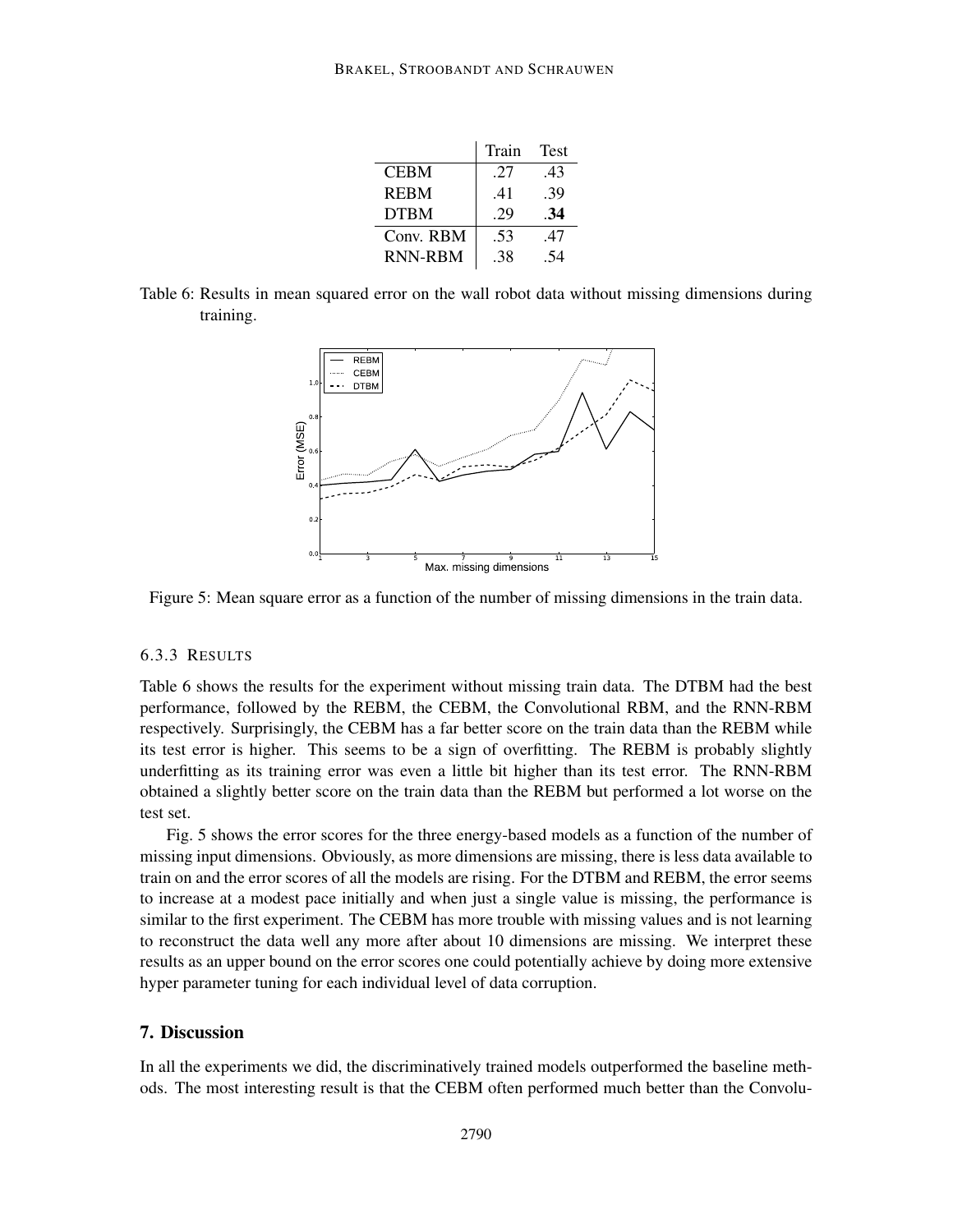|  | Train | Test |
|---|---|---|
| CEBM | .27 | .43 |
| REBM | .41 | .39 |
| DTBM | .29 | **.34** |
| Conv. RBM | .53 | .47 |
| RNN-RBM | .38 | .54 |

Table 6: Results in mean squared error on the wall robot data without missing dimensions during training.

Figure 5: Mean square error as a function of the number of missing dimensions in the train data.

### 6.3.3 Results

Table 6 shows the results for the experiment without missing train data. The DTBM had the best performance, followed by the REBM, the CEBM, the Convolutional RBM, and the RNN-RBM respectively. Surprisingly, the CEBM has a far better score on the train data than the REBM while its test error is higher. This seems to be a sign of overfitting. The REBM is probably slightly underfitting as its training error was even a little bit higher than its test error. The RNN-RBM obtained a slightly better score on the train data than the REBM but performed a lot worse on the test set.

Fig. 5 shows the error scores for the three energy-based models as a function of the number of missing input dimensions. Obviously, as more dimensions are missing, there is less data available to train on and the error scores of all the models are rising. For the DTBM and REBM, the error seems to increase at a modest pace initially and when just a single value is missing, the performance is similar to the first experiment. The CEBM has more trouble with missing values and is not learning to reconstruct the data well any more after about 10 dimensions are missing. We interpret these results as an upper bound on the error scores one could potentially achieve by doing more extensive hyper parameter tuning for each individual level of data corruption.

## 7. Discussion

In all the experiments we did, the discriminatively trained models outperformed the baseline methods. The most interesting result is that the CEBM often performed much better than the Convolu-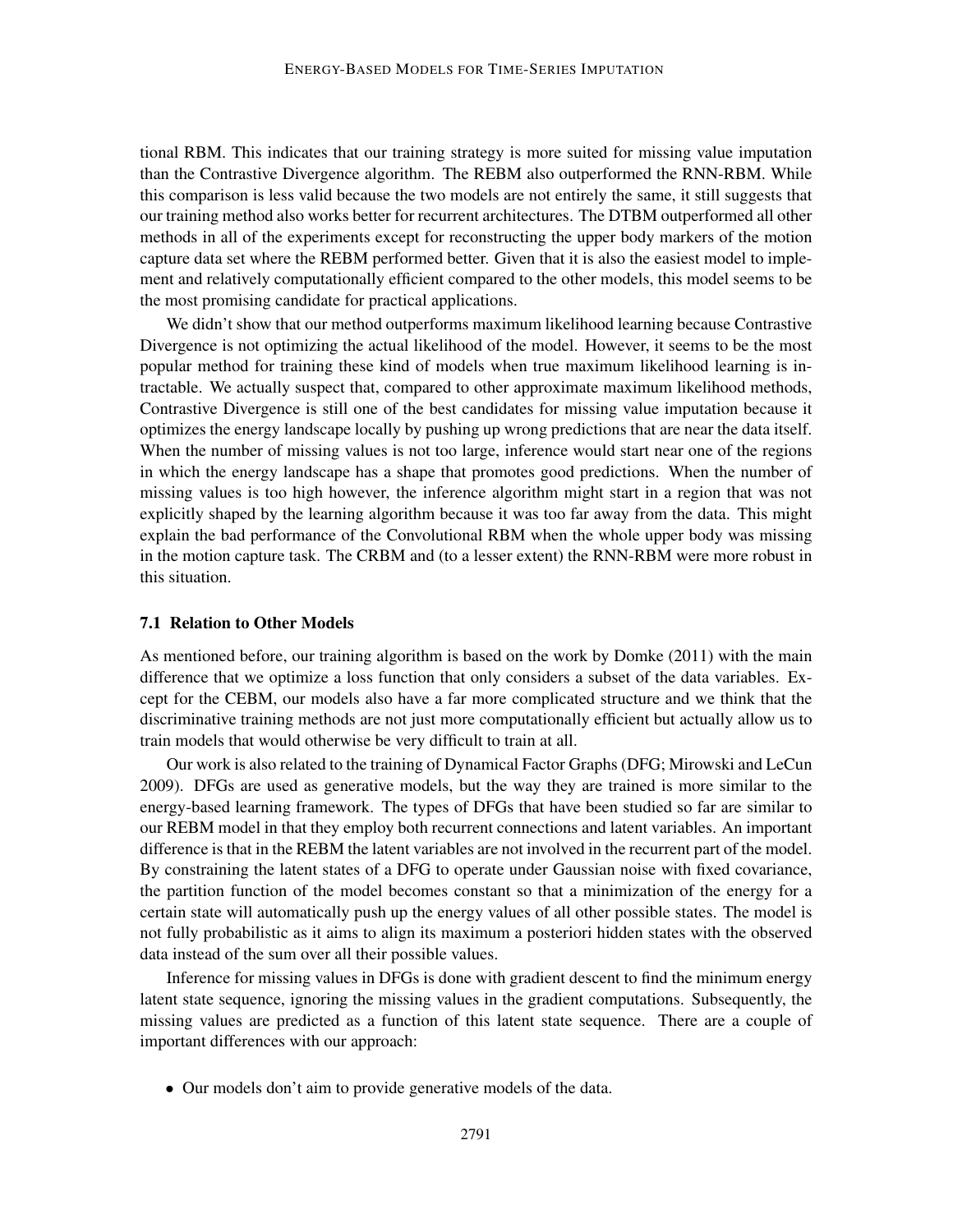tional RBM. This indicates that our training strategy is more suited for missing value imputation than the Contrastive Divergence algorithm. The REBM also outperformed the RNN-RBM. While this comparison is less valid because the two models are not entirely the same, it still suggests that our training method also works better for recurrent architectures. The DTBM outperformed all other methods in all of the experiments except for reconstructing the upper body markers of the motion capture data set where the REBM performed better. Given that it is also the easiest model to implement and relatively computationally efficient compared to the other models, this model seems to be the most promising candidate for practical applications.

We didn't show that our method outperforms maximum likelihood learning because Contrastive Divergence is not optimizing the actual likelihood of the model. However, it seems to be the most popular method for training these kind of models when true maximum likelihood learning is intractable. We actually suspect that, compared to other approximate maximum likelihood methods, Contrastive Divergence is still one of the best candidates for missing value imputation because it optimizes the energy landscape locally by pushing up wrong predictions that are near the data itself. When the number of missing values is not too large, inference would start near one of the regions in which the energy landscape has a shape that promotes good predictions. When the number of missing values is too high however, the inference algorithm might start in a region that was not explicitly shaped by the learning algorithm because it was too far away from the data. This might explain the bad performance of the Convolutional RBM when the whole upper body was missing in the motion capture task. The CRBM and (to a lesser extent) the RNN-RBM were more robust in this situation.

### 7.1 Relation to Other Models

As mentioned before, our training algorithm is based on the work by Domke (2011) with the main difference that we optimize a loss function that only considers a subset of the data variables. Except for the CEBM, our models also have a far more complicated structure and we think that the discriminative training methods are not just more computationally efficient but actually allow us to train models that would otherwise be very difficult to train at all.

Our work is also related to the training of Dynamical Factor Graphs (DFG; Mirowski and LeCun 2009). DFGs are used as generative models, but the way they are trained is more similar to the energy-based learning framework. The types of DFGs that have been studied so far are similar to our REBM model in that they employ both recurrent connections and latent variables. An important difference is that in the REBM the latent variables are not involved in the recurrent part of the model. By constraining the latent states of a DFG to operate under Gaussian noise with fixed covariance, the partition function of the model becomes constant so that a minimization of the energy for a certain state will automatically push up the energy values of all other possible states. The model is not fully probabilistic as it aims to align its maximum a posteriori hidden states with the observed data instead of the sum over all their possible values.

Inference for missing values in DFGs is done with gradient descent to find the minimum energy latent state sequence, ignoring the missing values in the gradient computations. Subsequently, the missing values are predicted as a function of this latent state sequence. There are a couple of important differences with our approach:

- Our models don't aim to provide generative models of the data.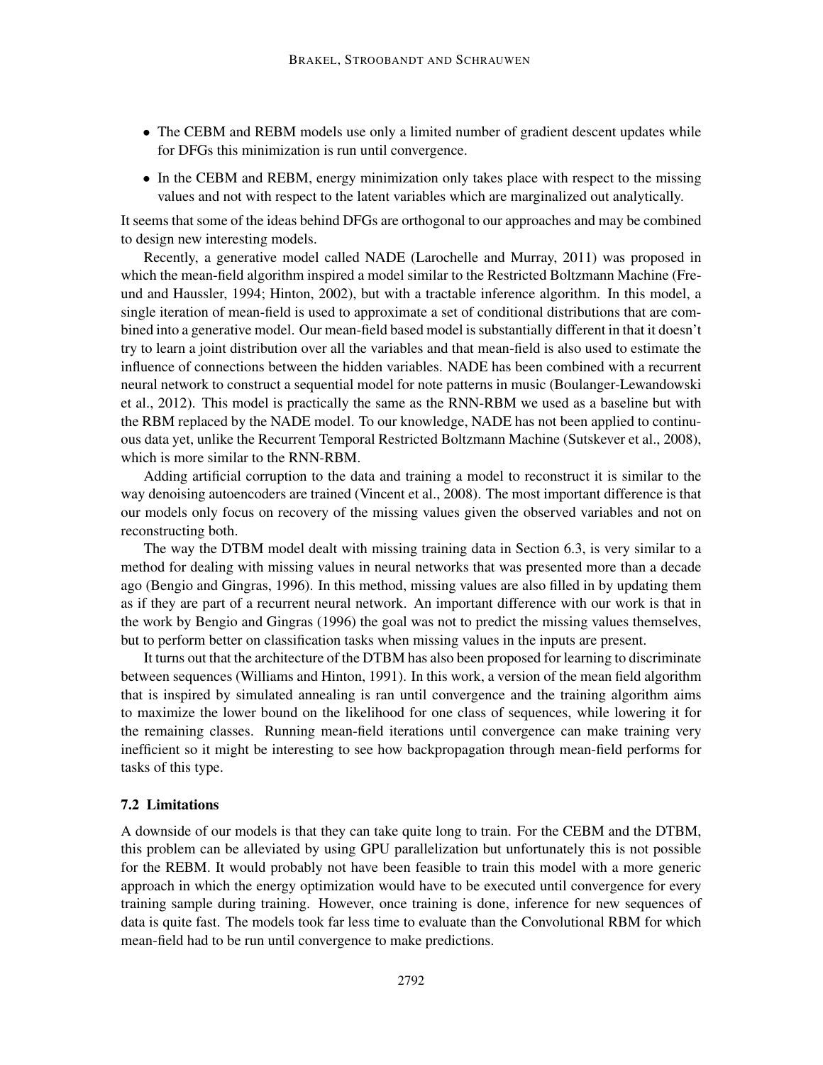- The CEBM and REBM models use only a limited number of gradient descent updates while for DFGs this minimization is run until convergence.
- In the CEBM and REBM, energy minimization only takes place with respect to the missing values and not with respect to the latent variables which are marginalized out analytically.

It seems that some of the ideas behind DFGs are orthogonal to our approaches and may be combined to design new interesting models.

Recently, a generative model called NADE (Larochelle and Murray, 2011) was proposed in which the mean-field algorithm inspired a model similar to the Restricted Boltzmann Machine (Freund and Haussler, 1994; Hinton, 2002), but with a tractable inference algorithm. In this model, a single iteration of mean-field is used to approximate a set of conditional distributions that are combined into a generative model. Our mean-field based model is substantially different in that it doesn't try to learn a joint distribution over all the variables and that mean-field is also used to estimate the influence of connections between the hidden variables. NADE has been combined with a recurrent neural network to construct a sequential model for note patterns in music (Boulanger-Lewandowski et al., 2012). This model is practically the same as the RNN-RBM we used as a baseline but with the RBM replaced by the NADE model. To our knowledge, NADE has not been applied to continuous data yet, unlike the Recurrent Temporal Restricted Boltzmann Machine (Sutskever et al., 2008), which is more similar to the RNN-RBM.

Adding artificial corruption to the data and training a model to reconstruct it is similar to the way denoising autoencoders are trained (Vincent et al., 2008). The most important difference is that our models only focus on recovery of the missing values given the observed variables and not on reconstructing both.

The way the DTBM model dealt with missing training data in Section 6.3, is very similar to a method for dealing with missing values in neural networks that was presented more than a decade ago (Bengio and Gingras, 1996). In this method, missing values are also filled in by updating them as if they are part of a recurrent neural network. An important difference with our work is that in the work by Bengio and Gingras (1996) the goal was not to predict the missing values themselves, but to perform better on classification tasks when missing values in the inputs are present.

It turns out that the architecture of the DTBM has also been proposed for learning to discriminate between sequences (Williams and Hinton, 1991). In this work, a version of the mean field algorithm that is inspired by simulated annealing is ran until convergence and the training algorithm aims to maximize the lower bound on the likelihood for one class of sequences, while lowering it for the remaining classes. Running mean-field iterations until convergence can make training very inefficient so it might be interesting to see how backpropagation through mean-field performs for tasks of this type.

### 7.2 Limitations

A downside of our models is that they can take quite long to train. For the CEBM and the DTBM, this problem can be alleviated by using GPU parallelization but unfortunately this is not possible for the REBM. It would probably not have been feasible to train this model with a more generic approach in which the energy optimization would have to be executed until convergence for every training sample during training. However, once training is done, inference for new sequences of data is quite fast. The models took far less time to evaluate than the Convolutional RBM for which mean-field had to be run until convergence to make predictions.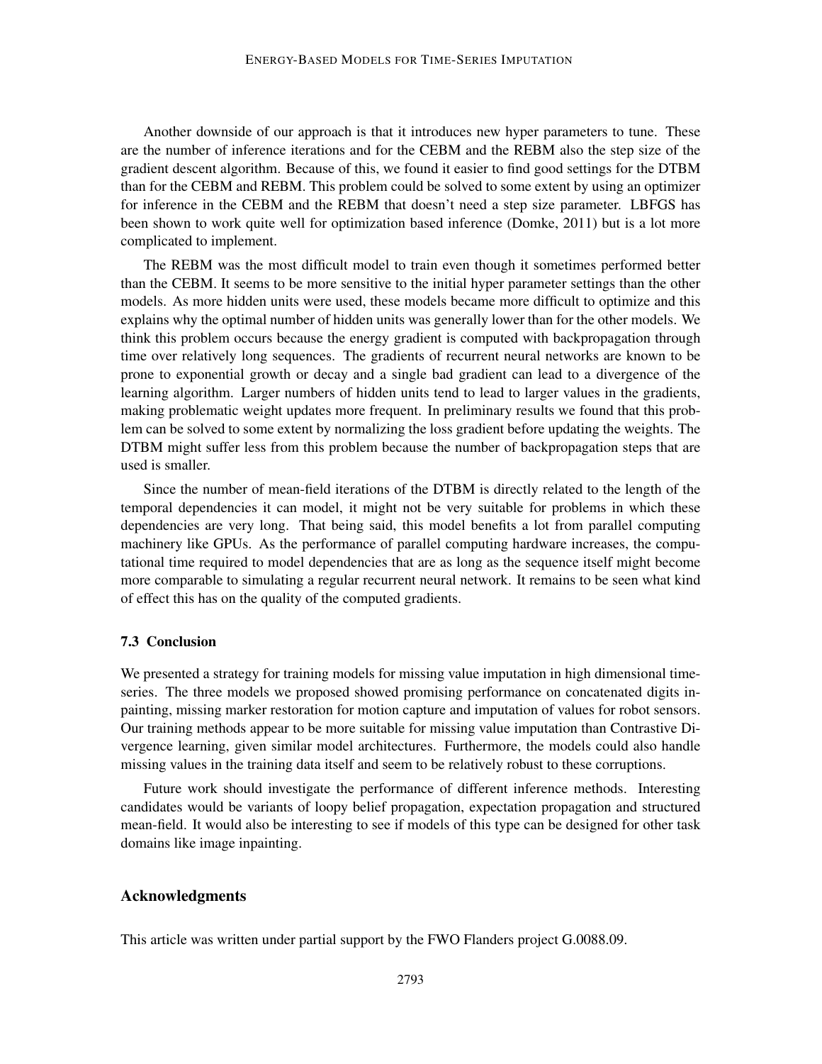Another downside of our approach is that it introduces new hyper parameters to tune. These are the number of inference iterations and for the CEBM and the REBM also the step size of the gradient descent algorithm. Because of this, we found it easier to find good settings for the DTBM than for the CEBM and REBM. This problem could be solved to some extent by using an optimizer for inference in the CEBM and the REBM that doesn't need a step size parameter. LBFGS has been shown to work quite well for optimization based inference (Domke, 2011) but is a lot more complicated to implement.

The REBM was the most difficult model to train even though it sometimes performed better than the CEBM. It seems to be more sensitive to the initial hyper parameter settings than the other models. As more hidden units were used, these models became more difficult to optimize and this explains why the optimal number of hidden units was generally lower than for the other models. We think this problem occurs because the energy gradient is computed with backpropagation through time over relatively long sequences. The gradients of recurrent neural networks are known to be prone to exponential growth or decay and a single bad gradient can lead to a divergence of the learning algorithm. Larger numbers of hidden units tend to lead to larger values in the gradients, making problematic weight updates more frequent. In preliminary results we found that this problem can be solved to some extent by normalizing the loss gradient before updating the weights. The DTBM might suffer less from this problem because the number of backpropagation steps that are used is smaller.

Since the number of mean-field iterations of the DTBM is directly related to the length of the temporal dependencies it can model, it might not be very suitable for problems in which these dependencies are very long. That being said, this model benefits a lot from parallel computing machinery like GPUs. As the performance of parallel computing hardware increases, the computational time required to model dependencies that are as long as the sequence itself might become more comparable to simulating a regular recurrent neural network. It remains to be seen what kind of effect this has on the quality of the computed gradients.

### 7.3 Conclusion

We presented a strategy for training models for missing value imputation in high dimensional time-series. The three models we proposed showed promising performance on concatenated digits inpainting, missing marker restoration for motion capture and imputation of values for robot sensors. Our training methods appear to be more suitable for missing value imputation than Contrastive Divergence learning, given similar model architectures. Furthermore, the models could also handle missing values in the training data itself and seem to be relatively robust to these corruptions.

Future work should investigate the performance of different inference methods. Interesting candidates would be variants of loopy belief propagation, expectation propagation and structured mean-field. It would also be interesting to see if models of this type can be designed for other task domains like image inpainting.

## Acknowledgments

This article was written under partial support by the FWO Flanders project G.0088.09.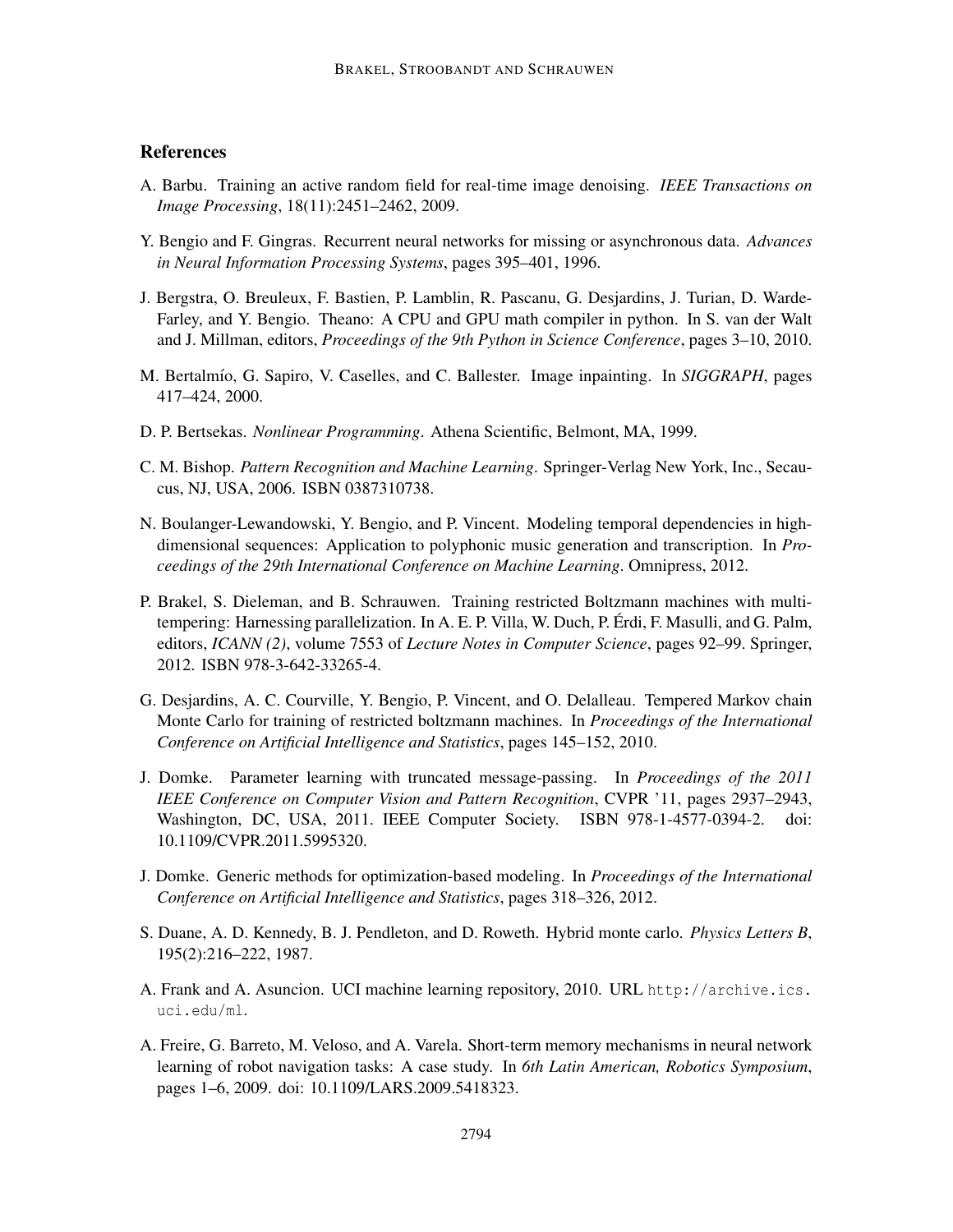## References

A. Barbu. Training an active random field for real-time image denoising. *IEEE Transactions on Image Processing*, 18(11):2451–2462, 2009.

Y. Bengio and F. Gingras. Recurrent neural networks for missing or asynchronous data. *Advances in Neural Information Processing Systems*, pages 395–401, 1996.

J. Bergstra, O. Breuleux, F. Bastien, P. Lamblin, R. Pascanu, G. Desjardins, J. Turian, D. Warde-Farley, and Y. Bengio. Theano: A CPU and GPU math compiler in python. In S. van der Walt and J. Millman, editors, *Proceedings of the 9th Python in Science Conference*, pages 3–10, 2010.

M. Bertalmío, G. Sapiro, V. Caselles, and C. Ballester. Image inpainting. In *SIGGRAPH*, pages 417–424, 2000.

D. P. Bertsekas. *Nonlinear Programming*. Athena Scientific, Belmont, MA, 1999.

C. M. Bishop. *Pattern Recognition and Machine Learning*. Springer-Verlag New York, Inc., Secaucus, NJ, USA, 2006. ISBN 0387310738.

N. Boulanger-Lewandowski, Y. Bengio, and P. Vincent. Modeling temporal dependencies in high-dimensional sequences: Application to polyphonic music generation and transcription. In *Proceedings of the 29th International Conference on Machine Learning*. Omnipress, 2012.

P. Brakel, S. Dieleman, and B. Schrauwen. Training restricted Boltzmann machines with multi-tempering: Harnessing parallelization. In A. E. P. Villa, W. Duch, P. Érdi, F. Masulli, and G. Palm, editors, *ICANN (2)*, volume 7553 of *Lecture Notes in Computer Science*, pages 92–99. Springer, 2012. ISBN 978-3-642-33265-4.

G. Desjardins, A. C. Courville, Y. Bengio, P. Vincent, and O. Delalleau. Tempered Markov chain Monte Carlo for training of restricted boltzmann machines. In *Proceedings of the International Conference on Artificial Intelligence and Statistics*, pages 145–152, 2010.

J. Domke. Parameter learning with truncated message-passing. In *Proceedings of the 2011 IEEE Conference on Computer Vision and Pattern Recognition*, CVPR '11, pages 2937–2943, Washington, DC, USA, 2011. IEEE Computer Society. ISBN 978-1-4577-0394-2. doi: 10.1109/CVPR.2011.5995320.

J. Domke. Generic methods for optimization-based modeling. In *Proceedings of the International Conference on Artificial Intelligence and Statistics*, pages 318–326, 2012.

S. Duane, A. D. Kennedy, B. J. Pendleton, and D. Roweth. Hybrid monte carlo. *Physics Letters B*, 195(2):216–222, 1987.

A. Frank and A. Asuncion. UCI machine learning repository, 2010. URL http://archive.ics.uci.edu/ml.

A. Freire, G. Barreto, M. Veloso, and A. Varela. Short-term memory mechanisms in neural network learning of robot navigation tasks: A case study. In *6th Latin American, Robotics Symposium*, pages 1–6, 2009. doi: 10.1109/LARS.2009.5418323.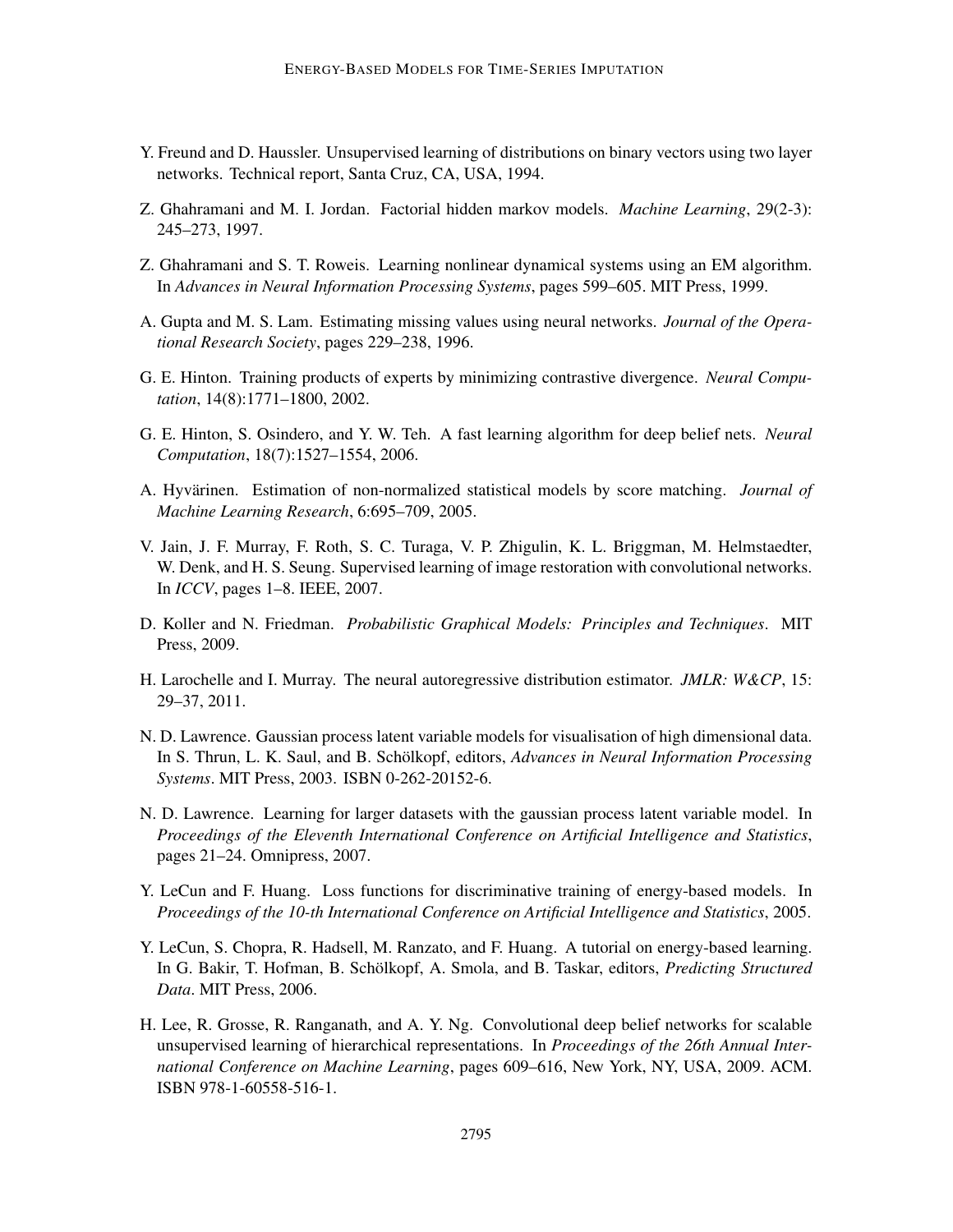Y. Freund and D. Haussler. Unsupervised learning of distributions on binary vectors using two layer networks. Technical report, Santa Cruz, CA, USA, 1994.

Z. Ghahramani and M. I. Jordan. Factorial hidden markov models. *Machine Learning*, 29(2-3): 245–273, 1997.

Z. Ghahramani and S. T. Roweis. Learning nonlinear dynamical systems using an EM algorithm. In *Advances in Neural Information Processing Systems*, pages 599–605. MIT Press, 1999.

A. Gupta and M. S. Lam. Estimating missing values using neural networks. *Journal of the Operational Research Society*, pages 229–238, 1996.

G. E. Hinton. Training products of experts by minimizing contrastive divergence. *Neural Computation*, 14(8):1771–1800, 2002.

G. E. Hinton, S. Osindero, and Y. W. Teh. A fast learning algorithm for deep belief nets. *Neural Computation*, 18(7):1527–1554, 2006.

A. Hyvärinen. Estimation of non-normalized statistical models by score matching. *Journal of Machine Learning Research*, 6:695–709, 2005.

V. Jain, J. F. Murray, F. Roth, S. C. Turaga, V. P. Zhigulin, K. L. Briggman, M. Helmstaedter, W. Denk, and H. S. Seung. Supervised learning of image restoration with convolutional networks. In *ICCV*, pages 1–8. IEEE, 2007.

D. Koller and N. Friedman. *Probabilistic Graphical Models: Principles and Techniques*. MIT Press, 2009.

H. Larochelle and I. Murray. The neural autoregressive distribution estimator. *JMLR: W&CP*, 15: 29–37, 2011.

N. D. Lawrence. Gaussian process latent variable models for visualisation of high dimensional data. In S. Thrun, L. K. Saul, and B. Schölkopf, editors, *Advances in Neural Information Processing Systems*. MIT Press, 2003. ISBN 0-262-20152-6.

N. D. Lawrence. Learning for larger datasets with the gaussian process latent variable model. In *Proceedings of the Eleventh International Conference on Artificial Intelligence and Statistics*, pages 21–24. Omnipress, 2007.

Y. LeCun and F. Huang. Loss functions for discriminative training of energy-based models. In *Proceedings of the 10-th International Conference on Artificial Intelligence and Statistics*, 2005.

Y. LeCun, S. Chopra, R. Hadsell, M. Ranzato, and F. Huang. A tutorial on energy-based learning. In G. Bakir, T. Hofman, B. Schölkopf, A. Smola, and B. Taskar, editors, *Predicting Structured Data*. MIT Press, 2006.

H. Lee, R. Grosse, R. Ranganath, and A. Y. Ng. Convolutional deep belief networks for scalable unsupervised learning of hierarchical representations. In *Proceedings of the 26th Annual International Conference on Machine Learning*, pages 609–616, New York, NY, USA, 2009. ACM. ISBN 978-1-60558-516-1.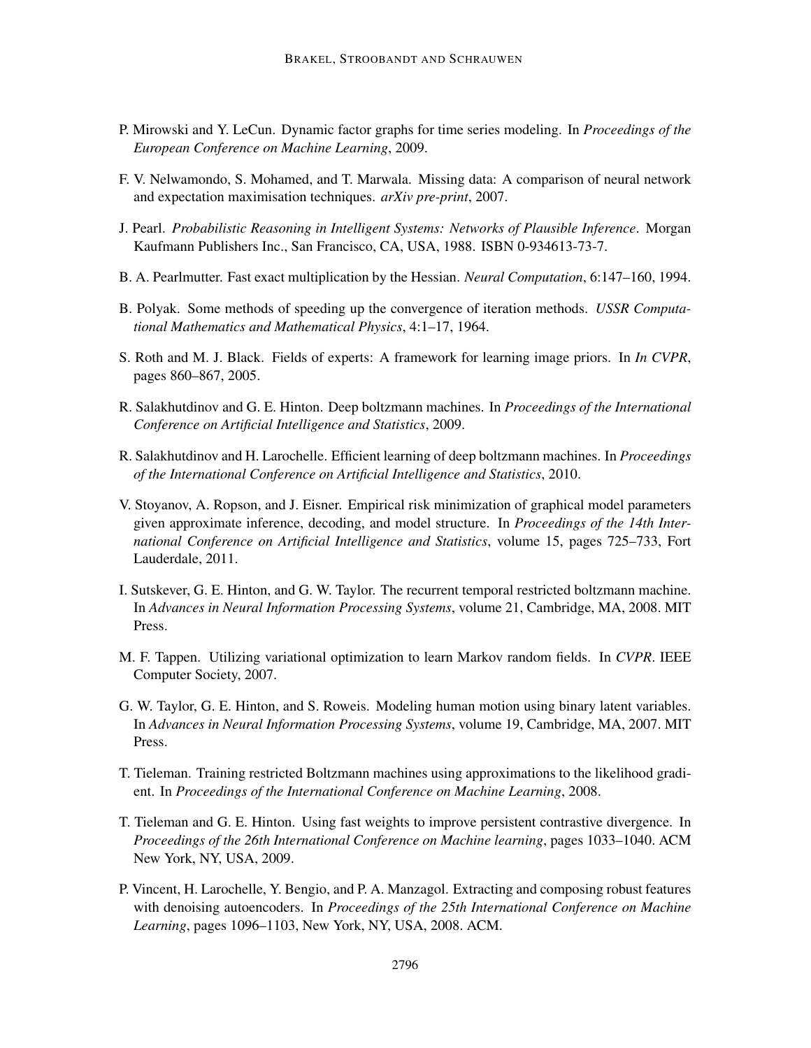P. Mirowski and Y. LeCun. Dynamic factor graphs for time series modeling. In *Proceedings of the European Conference on Machine Learning*, 2009.

F. V. Nelwamondo, S. Mohamed, and T. Marwala. Missing data: A comparison of neural network and expectation maximisation techniques. *arXiv pre-print*, 2007.

J. Pearl. *Probabilistic Reasoning in Intelligent Systems: Networks of Plausible Inference*. Morgan Kaufmann Publishers Inc., San Francisco, CA, USA, 1988. ISBN 0-934613-73-7.

B. A. Pearlmutter. Fast exact multiplication by the Hessian. *Neural Computation*, 6:147–160, 1994.

B. Polyak. Some methods of speeding up the convergence of iteration methods. *USSR Computational Mathematics and Mathematical Physics*, 4:1–17, 1964.

S. Roth and M. J. Black. Fields of experts: A framework for learning image priors. In *In CVPR*, pages 860–867, 2005.

R. Salakhutdinov and G. E. Hinton. Deep boltzmann machines. In *Proceedings of the International Conference on Artificial Intelligence and Statistics*, 2009.

R. Salakhutdinov and H. Larochelle. Efficient learning of deep boltzmann machines. In *Proceedings of the International Conference on Artificial Intelligence and Statistics*, 2010.

V. Stoyanov, A. Ropson, and J. Eisner. Empirical risk minimization of graphical model parameters given approximate inference, decoding, and model structure. In *Proceedings of the 14th International Conference on Artificial Intelligence and Statistics*, volume 15, pages 725–733, Fort Lauderdale, 2011.

I. Sutskever, G. E. Hinton, and G. W. Taylor. The recurrent temporal restricted boltzmann machine. In *Advances in Neural Information Processing Systems*, volume 21, Cambridge, MA, 2008. MIT Press.

M. F. Tappen. Utilizing variational optimization to learn Markov random fields. In *CVPR*. IEEE Computer Society, 2007.

G. W. Taylor, G. E. Hinton, and S. Roweis. Modeling human motion using binary latent variables. In *Advances in Neural Information Processing Systems*, volume 19, Cambridge, MA, 2007. MIT Press.

T. Tieleman. Training restricted Boltzmann machines using approximations to the likelihood gradient. In *Proceedings of the International Conference on Machine Learning*, 2008.

T. Tieleman and G. E. Hinton. Using fast weights to improve persistent contrastive divergence. In *Proceedings of the 26th International Conference on Machine learning*, pages 1033–1040. ACM New York, NY, USA, 2009.

P. Vincent, H. Larochelle, Y. Bengio, and P. A. Manzagol. Extracting and composing robust features with denoising autoencoders. In *Proceedings of the 25th International Conference on Machine Learning*, pages 1096–1103, New York, NY, USA, 2008. ACM.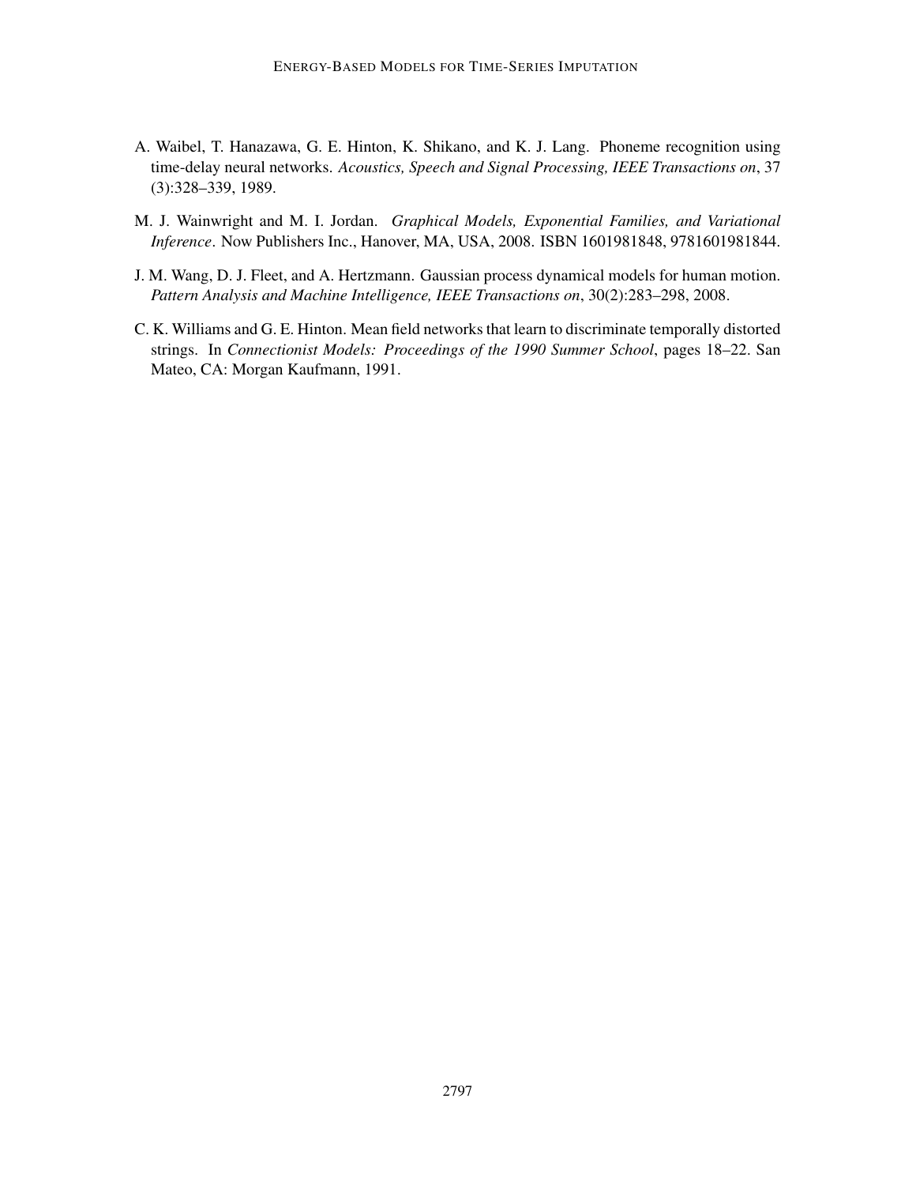A. Waibel, T. Hanazawa, G. E. Hinton, K. Shikano, and K. J. Lang. Phoneme recognition using time-delay neural networks. *Acoustics, Speech and Signal Processing, IEEE Transactions on*, 37 (3):328–339, 1989.

M. J. Wainwright and M. I. Jordan. *Graphical Models, Exponential Families, and Variational Inference*. Now Publishers Inc., Hanover, MA, USA, 2008. ISBN 1601981848, 9781601981844.

J. M. Wang, D. J. Fleet, and A. Hertzmann. Gaussian process dynamical models for human motion. *Pattern Analysis and Machine Intelligence, IEEE Transactions on*, 30(2):283–298, 2008.

C. K. Williams and G. E. Hinton. Mean field networks that learn to discriminate temporally distorted strings. In *Connectionist Models: Proceedings of the 1990 Summer School*, pages 18–22. San Mateo, CA: Morgan Kaufmann, 1991.